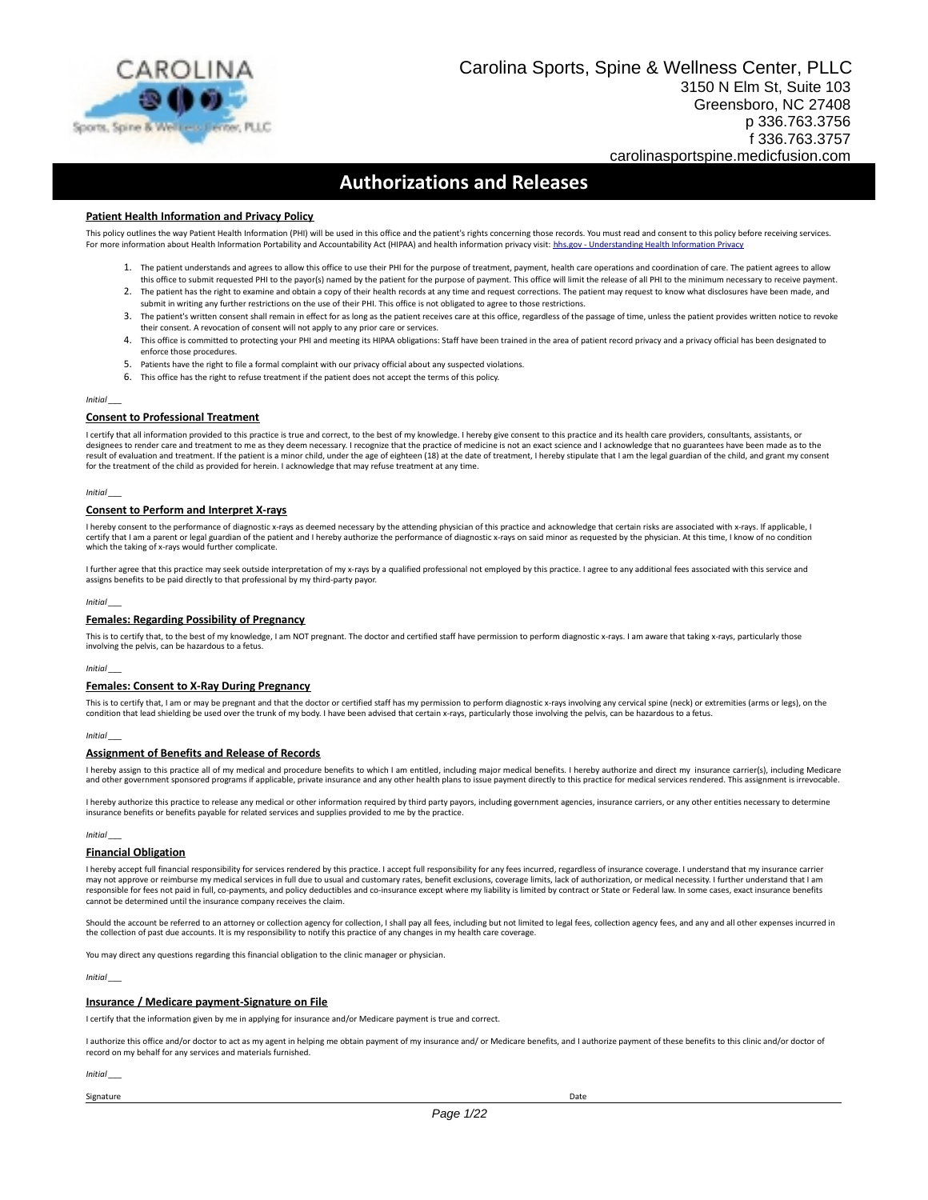Carolina Sports, Spine & Wellness Center, PLLC
3150 N Elm St, Suite 103
Greensboro, NC 27408
p 336.763.3756
f 336.763.3757
carolinasportspine.medicfusion.com

# Authorizations and Releases

## Patient Health Information and Privacy Policy

This policy outlines the way Patient Health Information (PHI) will be used in this office and the patient's rights concerning those records. You must read and consent to this policy before receiving services. For more information about Health Information Portability and Accountability Act (HIPAA) and health information privacy visit: hhs.gov - Understanding Health Information Privacy

1. The patient understands and agrees to allow this office to use their PHI for the purpose of treatment, payment, health care operations and coordination of care. The patient agrees to allow this office to submit requested PHI to the payor(s) named by the patient for the purpose of payment. This office will limit the release of all PHI to the minimum necessary to receive payment.
2. The patient has the right to examine and obtain a copy of their health records at any time and request corrections. The patient may request to know what disclosures have been made, and submit in writing any further restrictions on the use of their PHI. This office is not obligated to agree to those restrictions.
3. The patient's written consent shall remain in effect for as long as the patient receives care at this office, regardless of the passage of time, unless the patient provides written notice to revoke their consent. A revocation of consent will not apply to any prior care or services.
4. This office is committed to protecting your PHI and meeting its HIPAA obligations: Staff have been trained in the area of patient record privacy and a privacy official has been designated to enforce those procedures.
5. Patients have the right to file a formal complaint with our privacy official about any suspected violations.
6. This office has the right to refuse treatment if the patient does not accept the terms of this policy.

*Initial* ___

## Consent to Professional Treatment

I certify that all information provided to this practice is true and correct, to the best of my knowledge. I hereby give consent to this practice and its health care providers, consultants, assistants, or designees to render care and treatment to me as they deem necessary. I recognize that the practice of medicine is not an exact science and I acknowledge that no guarantees have been made as to the result of evaluation and treatment. If the patient is a minor child, under the age of eighteen (18) at the date of treatment, I hereby stipulate that I am the legal guardian of the child, and grant my consent for the treatment of the child as provided for herein. I acknowledge that may refuse treatment at any time.

*Initial* ___

## Consent to Perform and Interpret X-rays

I hereby consent to the performance of diagnostic x-rays as deemed necessary by the attending physician of this practice and acknowledge that certain risks are associated with x-rays. If applicable, I certify that I am a parent or legal guardian of the patient and I hereby authorize the performance of diagnostic x-rays on said minor as requested by the physician. At this time, I know of no condition which the taking of x-rays would further complicate.

I further agree that this practice may seek outside interpretation of my x-rays by a qualified professional not employed by this practice. I agree to any additional fees associated with this service and assigns benefits to be paid directly to that professional by my third-party payor.

*Initial* ___

## Females: Regarding Possibility of Pregnancy

This is to certify that, to the best of my knowledge, I am NOT pregnant. The doctor and certified staff have permission to perform diagnostic x-rays. I am aware that taking x-rays, particularly those involving the pelvis, can be hazardous to a fetus.

*Initial* ___

## Females: Consent to X-Ray During Pregnancy

This is to certify that, I am or may be pregnant and that the doctor or certified staff has my permission to perform diagnostic x-rays involving any cervical spine (neck) or extremities (arms or legs), on the condition that lead shielding be used over the trunk of my body. I have been advised that certain x-rays, particularly those involving the pelvis, can be hazardous to a fetus.

*Initial* ___

## Assignment of Benefits and Release of Records

I hereby assign to this practice all of my medical and procedure benefits to which I am entitled, including major medical benefits. I hereby authorize and direct my insurance carrier(s), including Medicare and other government sponsored programs if applicable, private insurance and any other health plans to issue payment directly to this practice for medical services rendered. This assignment is irrevocable.

I hereby authorize this practice to release any medical or other information required by third party payors, including government agencies, insurance carriers, or any other entities necessary to determine insurance benefits or benefits payable for related services and supplies provided to me by the practice.

*Initial* ___

## Financial Obligation

I hereby accept full financial responsibility for services rendered by this practice. I accept full responsibility for any fees incurred, regardless of insurance coverage. I understand that my insurance carrier may not approve or reimburse my medical services in full due to usual and customary rates, benefit exclusions, coverage limits, lack of authorization, or medical necessity. I further understand that I am responsible for fees not paid in full, co-payments, and policy deductibles and co-insurance except where my liability is limited by contract or State or Federal law. In some cases, exact insurance benefits cannot be determined until the insurance company receives the claim.

Should the account be referred to an attorney or collection agency for collection, I shall pay all fees, including but not limited to legal fees, collection agency fees, and any and all other expenses incurred in the collection of past due accounts. It is my responsibility to notify this practice of any changes in my health care coverage.

You may direct any questions regarding this financial obligation to the clinic manager or physician.

*Initial* ___

## Insurance / Medicare payment-Signature on File

I certify that the information given by me in applying for insurance and/or Medicare payment is true and correct.

I authorize this office and/or doctor to act as my agent in helping me obtain payment of my insurance and/ or Medicare benefits, and I authorize payment of these benefits to this clinic and/or doctor of record on my behalf for any services and materials furnished.

*Initial* ___

Signature ______________________ Date ______________________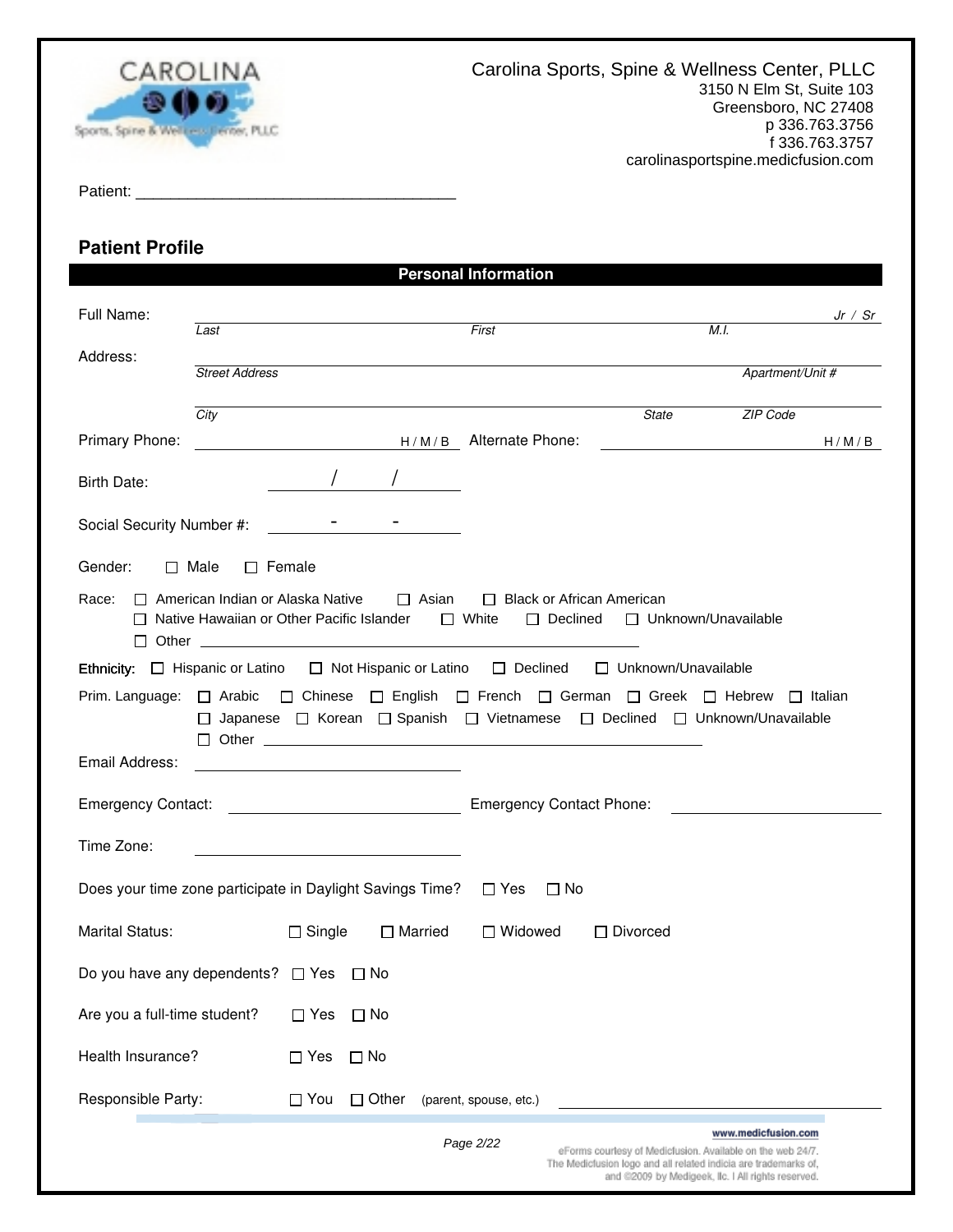Carolina Sports, Spine & Wellness Center, PLLC
3150 N Elm St, Suite 103
Greensboro, NC 27408
p 336.763.3756
f 336.763.3757
carolinasportspine.medicfusion.com

Patient: ____________________________________

## Patient Profile

### Personal Information

Full Name: ______________________________________________ Jr / Sr
*Last* *First* *M.I.*

Address: ______________________________________________
*Street Address* *Apartment/Unit #*

______________________________________________
*City* *State* *ZIP Code*

Primary Phone: ____________________ H / M / B Alternate Phone: ____________________ H / M / B

Birth Date: ____ / ____ / ____

Social Security Number #: ____ - ____ - ____

Gender: ☐ Male ☐ Female

Race: ☐ American Indian or Alaska Native ☐ Asian ☐ Black or African American
☐ Native Hawaiian or Other Pacific Islander ☐ White ☐ Declined ☐ Unknown/Unavailable
☐ Other ____________________

**Ethnicity:** ☐ Hispanic or Latino ☐ Not Hispanic or Latino ☐ Declined ☐ Unknown/Unavailable

Prim. Language: ☐ Arabic ☐ Chinese ☐ English ☐ French ☐ German ☐ Greek ☐ Hebrew ☐ Italian
☐ Japanese ☐ Korean ☐ Spanish ☐ Vietnamese ☐ Declined ☐ Unknown/Unavailable
☐ Other ____________________

Email Address: ____________________

Emergency Contact: ____________________ Emergency Contact Phone: ____________________

Time Zone: ____________________

Does your time zone participate in Daylight Savings Time? ☐ Yes ☐ No

Marital Status: ☐ Single ☐ Married ☐ Widowed ☐ Divorced

Do you have any dependents? ☐ Yes ☐ No

Are you a full-time student? ☐ Yes ☐ No

Health Insurance? ☐ Yes ☐ No

Responsible Party: ☐ You ☐ Other (parent, spouse, etc.) ____________________

www.medicfusion.com
eForms courtesy of Medicfusion. Available on the web 24/7. The Medicfusion logo and all related indicia are trademarks of, and ©2009 by Medigeek, llc. | All rights reserved.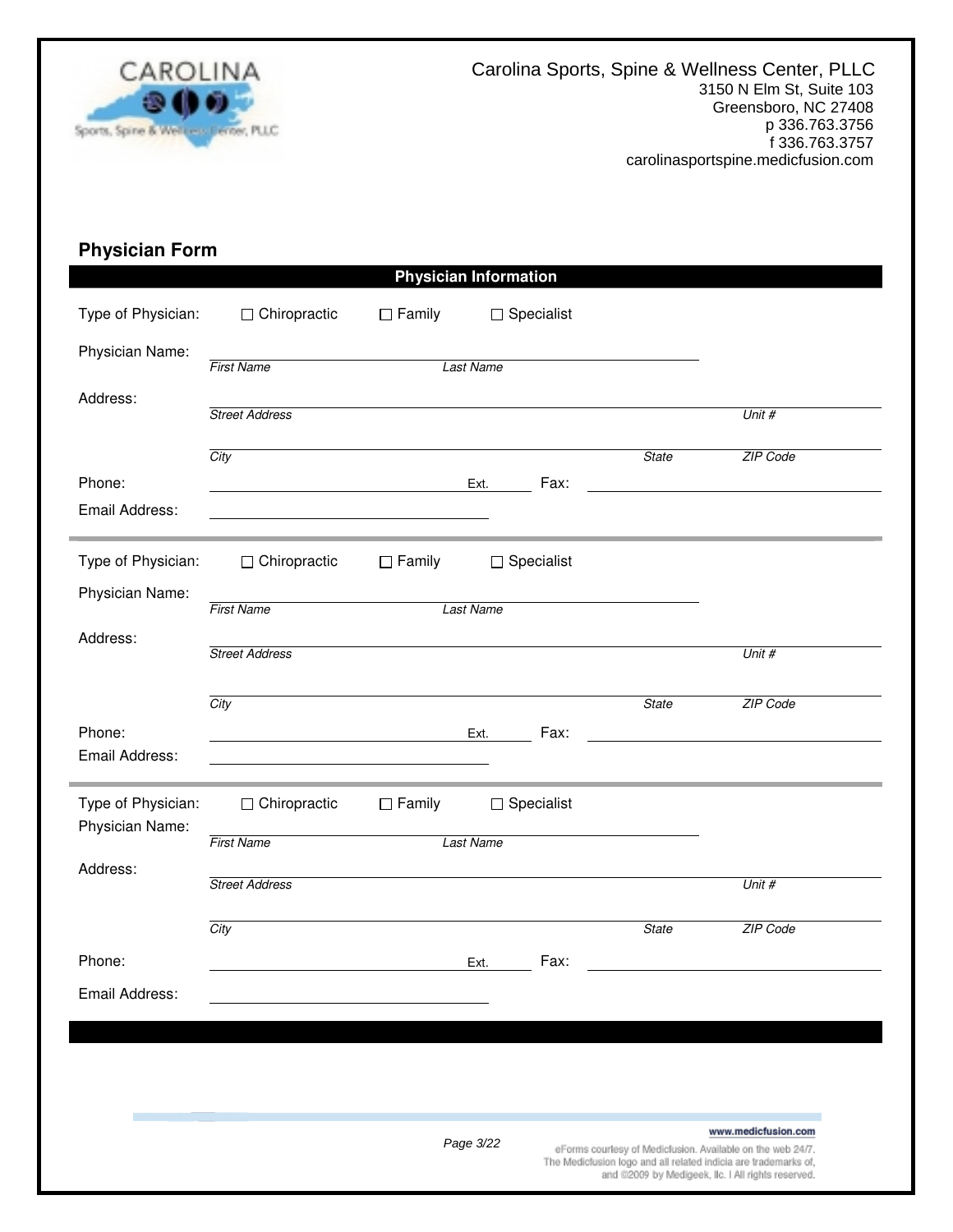Carolina Sports, Spine & Wellness Center, PLLC
3150 N Elm St, Suite 103
Greensboro, NC 27408
p 336.763.3756
f 336.763.3757
carolinasportspine.medicfusion.com

## Physician Form

### Physician Information

Type of Physician: ☐ Chiropractic ☐ Family ☐ Specialist

Physician Name: ______________________
*First Name* *Last Name*

Address: ______________________
*Street Address* *Unit #*

______________________
*City* *State* *ZIP Code*

Phone: ______________ Ext. ______ Fax: ______________

Email Address: ______________________

---

Type of Physician: ☐ Chiropractic ☐ Family ☐ Specialist

Physician Name: ______________________
*First Name* *Last Name*

Address: ______________________
*Street Address* *Unit #*

______________________
*City* *State* *ZIP Code*

Phone: ______________ Ext. ______ Fax: ______________

Email Address: ______________________

---

Type of Physician: ☐ Chiropractic ☐ Family ☐ Specialist

Physician Name: ______________________
*First Name* *Last Name*

Address: ______________________
*Street Address* *Unit #*

______________________
*City* *State* *ZIP Code*

Phone: ______________ Ext. ______ Fax: ______________

Email Address: ______________________

www.medicfusion.com

eForms courtesy of Medicfusion. Available on the web 24/7. The Medicfusion logo and all related indicia are trademarks of, and ©2009 by Medigeek, llc. I All rights reserved.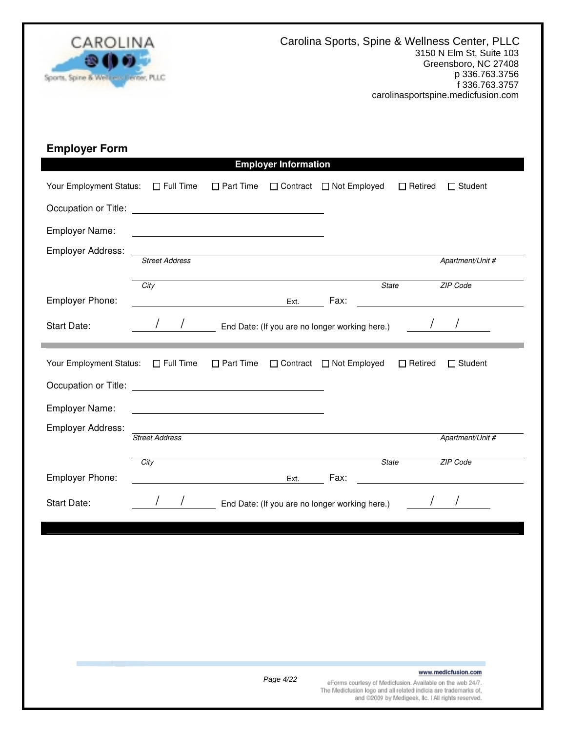Carolina Sports, Spine & Wellness Center, PLLC
3150 N Elm St, Suite 103
Greensboro, NC 27408
p 336.763.3756
f 336.763.3757
carolinasportspine.medicfusion.com

## Employer Form

### Employer Information

Your Employment Status: ☐ Full Time ☐ Part Time ☐ Contract ☐ Not Employed ☐ Retired ☐ Student

Occupation or Title: ____________________

Employer Name: ____________________

Employer Address: ____________________
*Street Address* *Apartment/Unit #*

____________________
*City* *State* *ZIP Code*

Employer Phone: ____________________ Ext. ______ Fax: ____________________

Start Date: ___/___/___ End Date: (If you are no longer working here.) ___/___/___

---

Your Employment Status: ☐ Full Time ☐ Part Time ☐ Contract ☐ Not Employed ☐ Retired ☐ Student

Occupation or Title: ____________________

Employer Name: ____________________

Employer Address: ____________________
*Street Address* *Apartment/Unit #*

____________________
*City* *State* *ZIP Code*

Employer Phone: ____________________ Ext. ______ Fax: ____________________

Start Date: ___/___/___ End Date: (If you are no longer working here.) ___/___/___

www.medicfusion.com

eForms courtesy of Medicfusion. Available on the web 24/7. The Medicfusion logo and all related indicia are trademarks of, and ©2009 by Medigeek, llc. I All rights reserved.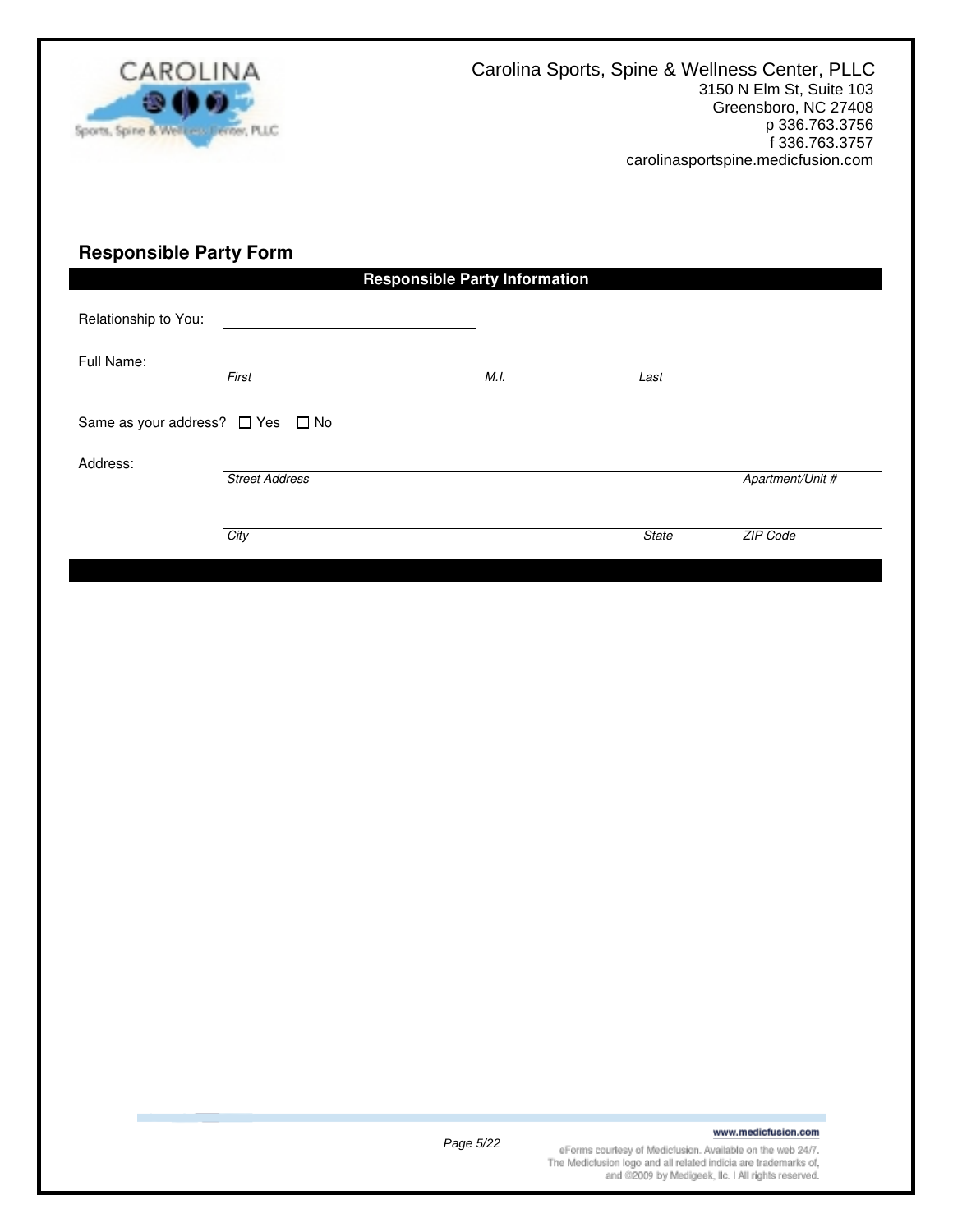Carolina Sports, Spine & Wellness Center, PLLC
3150 N Elm St, Suite 103
Greensboro, NC 27408
p 336.763.3756
f 336.763.3757
carolinasportspine.medicfusion.com

## Responsible Party Form

### Responsible Party Information

Relationship to You: ______________________

Full Name: ______________________

*First* *M.I.* *Last*

Same as your address? ☐ Yes ☐ No

Address: ______________________

*Street Address* *Apartment/Unit #*

______________________

*City* *State* *ZIP Code*

www.medicfusion.com

eForms courtesy of Medicfusion. Available on the web 24/7.
The Medicfusion logo and all related indicia are trademarks of,
and ©2009 by Medigeek, llc. | All rights reserved.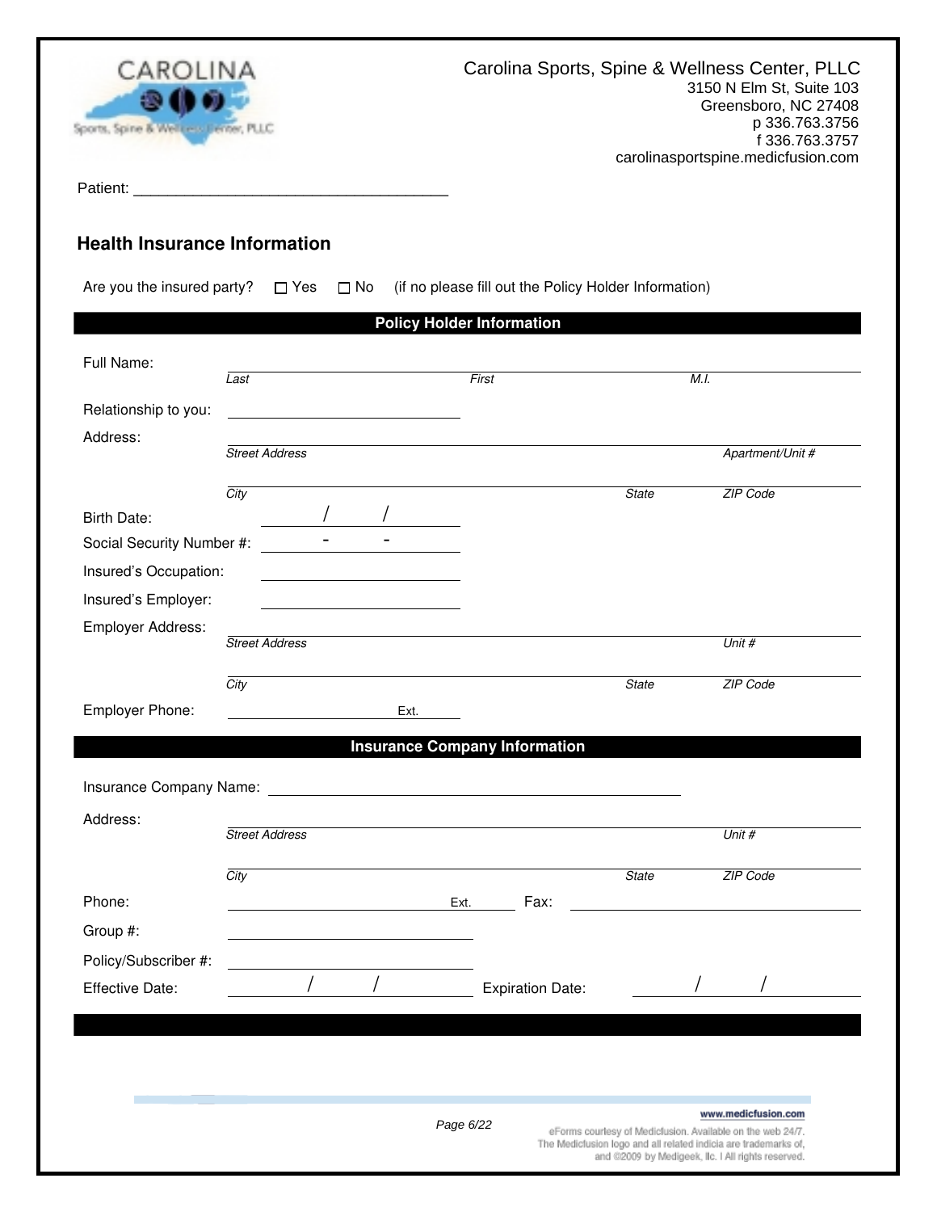Carolina Sports, Spine & Wellness Center, PLLC
3150 N Elm St, Suite 103
Greensboro, NC 27408
p 336.763.3756
f 336.763.3757
carolinasportspine.medicfusion.com

Patient: ___________________________________

## Health Insurance Information

Are you the insured party? ☐ Yes ☐ No (if no please fill out the Policy Holder Information)

### Policy Holder Information

Full Name: ___________________________________
*Last* *First* *M.I.*

Relationship to you: ___________________

Address: ___________________________________
*Street Address* *Apartment/Unit #*

___________________________________
*City* *State* *ZIP Code*

Birth Date: ____/____/____

Social Security Number #: ____-____-____

Insured's Occupation: ___________________

Insured's Employer: ___________________

Employer Address: ___________________________________
*Street Address* *Unit #*

___________________________________
*City* *State* *ZIP Code*

Employer Phone: ___________________ Ext. ______

### Insurance Company Information

Insurance Company Name: ___________________________________

Address: ___________________________________
*Street Address* *Unit #*

___________________________________
*City* *State* *ZIP Code*

Phone: ___________________ Ext. ______ Fax: ___________________

Group #: ___________________

Policy/Subscriber #: ___________________

Effective Date: ____/____/____ Expiration Date: ____/____/____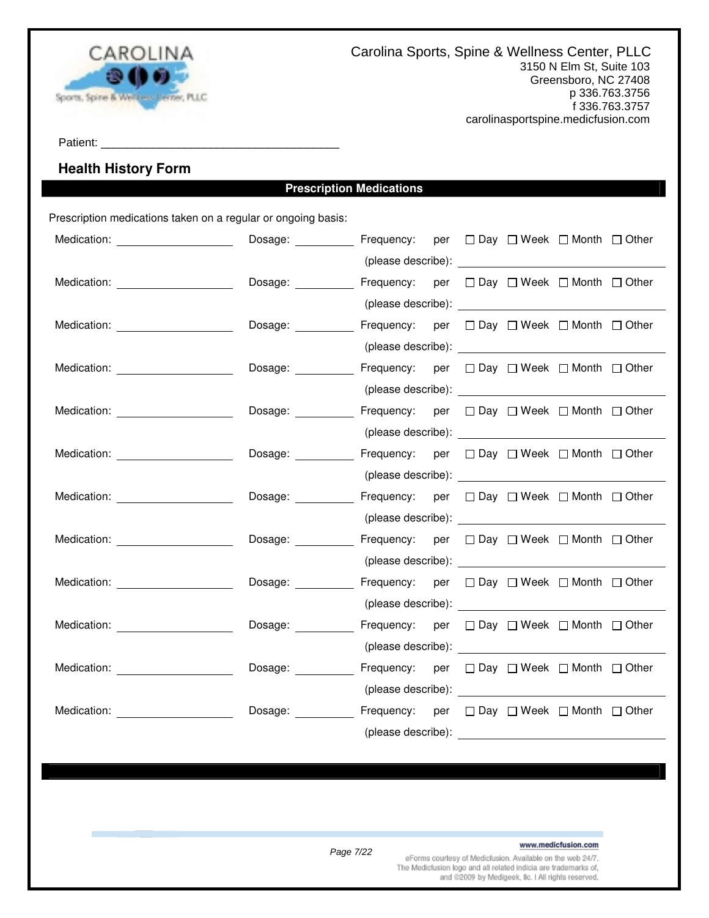Carolina Sports, Spine & Wellness Center, PLLC
3150 N Elm St, Suite 103
Greensboro, NC 27408
p 336.763.3756
f 336.763.3757
carolinasportspine.medicfusion.com

Patient: ____________________________________

## Health History Form

### Prescription Medications

Prescription medications taken on a regular or ongoing basis:

Medication: __________________ Dosage: _________ Frequency: per ☐ Day ☐ Week ☐ Month ☐ Other
(please describe): ______________________________

Medication: __________________ Dosage: _________ Frequency: per ☐ Day ☐ Week ☐ Month ☐ Other
(please describe): ______________________________

Medication: __________________ Dosage: _________ Frequency: per ☐ Day ☐ Week ☐ Month ☐ Other
(please describe): ______________________________

Medication: __________________ Dosage: _________ Frequency: per ☐ Day ☐ Week ☐ Month ☐ Other
(please describe): ______________________________

Medication: __________________ Dosage: _________ Frequency: per ☐ Day ☐ Week ☐ Month ☐ Other
(please describe): ______________________________

Medication: __________________ Dosage: _________ Frequency: per ☐ Day ☐ Week ☐ Month ☐ Other
(please describe): ______________________________

Medication: __________________ Dosage: _________ Frequency: per ☐ Day ☐ Week ☐ Month ☐ Other
(please describe): ______________________________

Medication: __________________ Dosage: _________ Frequency: per ☐ Day ☐ Week ☐ Month ☐ Other
(please describe): ______________________________

Medication: __________________ Dosage: _________ Frequency: per ☐ Day ☐ Week ☐ Month ☐ Other
(please describe): ______________________________

Medication: __________________ Dosage: _________ Frequency: per ☐ Day ☐ Week ☐ Month ☐ Other
(please describe): ______________________________

Medication: __________________ Dosage: _________ Frequency: per ☐ Day ☐ Week ☐ Month ☐ Other
(please describe): ______________________________

Medication: __________________ Dosage: _________ Frequency: per ☐ Day ☐ Week ☐ Month ☐ Other
(please describe): ______________________________

www.medicfusion.com

eForms courtesy of Medicfusion. Available on the web 24/7. The Medicfusion logo and all related indicia are trademarks of, and ©2009 by Medigeek, llc. I All rights reserved.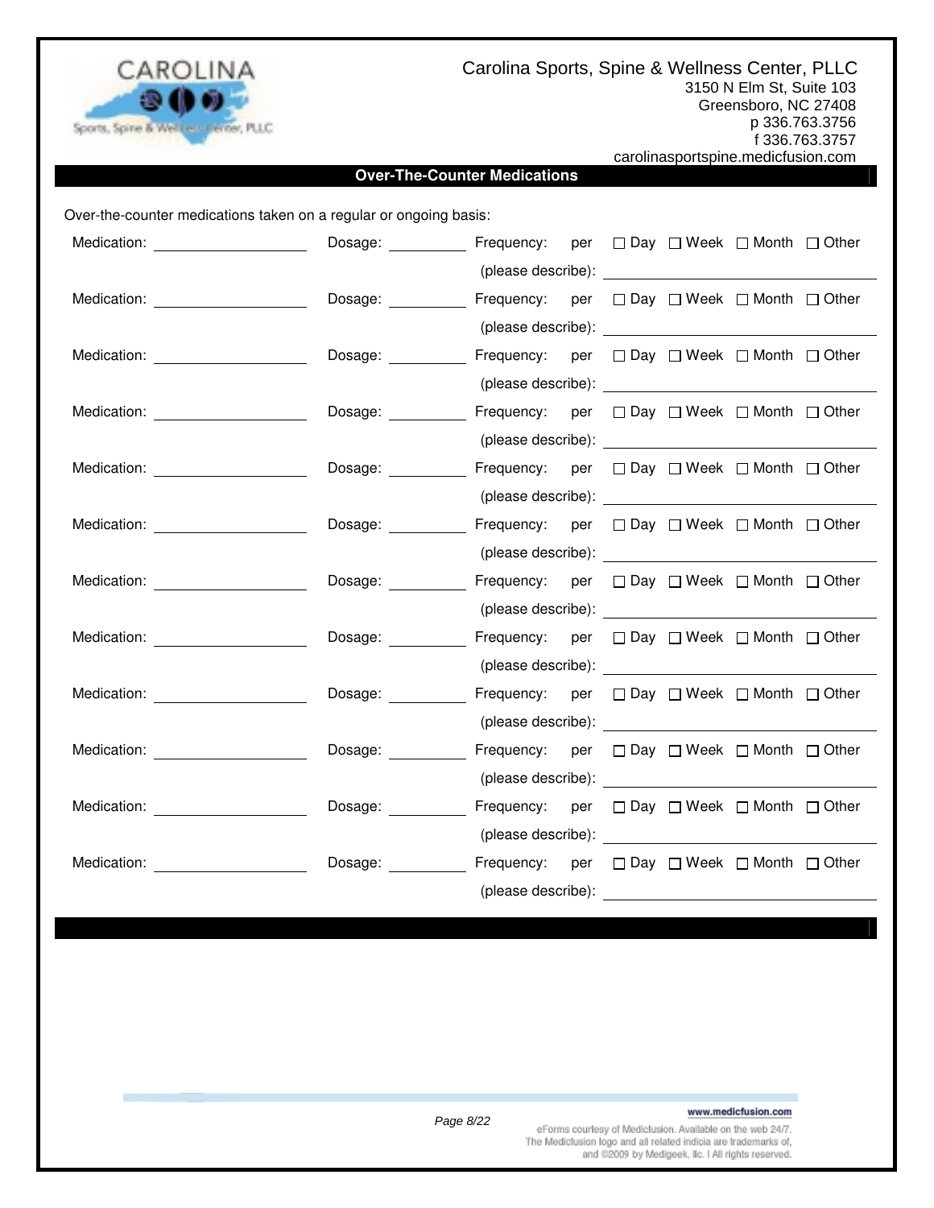Carolina Sports, Spine & Wellness Center, PLLC
3150 N Elm St, Suite 103
Greensboro, NC 27408
p 336.763.3756
f 336.763.3757
carolinasportspine.medicfusion.com

## Over-The-Counter Medications

Over-the-counter medications taken on a regular or ongoing basis:

Medication: ______________ Dosage: ________ Frequency: per ☐ Day ☐ Week ☐ Month ☐ Other
(please describe): ______________

Medication: ______________ Dosage: ________ Frequency: per ☐ Day ☐ Week ☐ Month ☐ Other
(please describe): ______________

Medication: ______________ Dosage: ________ Frequency: per ☐ Day ☐ Week ☐ Month ☐ Other
(please describe): ______________

Medication: ______________ Dosage: ________ Frequency: per ☐ Day ☐ Week ☐ Month ☐ Other
(please describe): ______________

Medication: ______________ Dosage: ________ Frequency: per ☐ Day ☐ Week ☐ Month ☐ Other
(please describe): ______________

Medication: ______________ Dosage: ________ Frequency: per ☐ Day ☐ Week ☐ Month ☐ Other
(please describe): ______________

Medication: ______________ Dosage: ________ Frequency: per ☐ Day ☐ Week ☐ Month ☐ Other
(please describe): ______________

Medication: ______________ Dosage: ________ Frequency: per ☐ Day ☐ Week ☐ Month ☐ Other
(please describe): ______________

Medication: ______________ Dosage: ________ Frequency: per ☐ Day ☐ Week ☐ Month ☐ Other
(please describe): ______________

Medication: ______________ Dosage: ________ Frequency: per ☐ Day ☐ Week ☐ Month ☐ Other
(please describe): ______________

Medication: ______________ Dosage: ________ Frequency: per ☐ Day ☐ Week ☐ Month ☐ Other
(please describe): ______________

Medication: ______________ Dosage: ________ Frequency: per ☐ Day ☐ Week ☐ Month ☐ Other
(please describe): ______________

www.medicfusion.com

eForms courtesy of Medicfusion. Available on the web 24/7. The Medicfusion logo and all related indicia are trademarks of, and ©2009 by Medigeek, llc. | All rights reserved.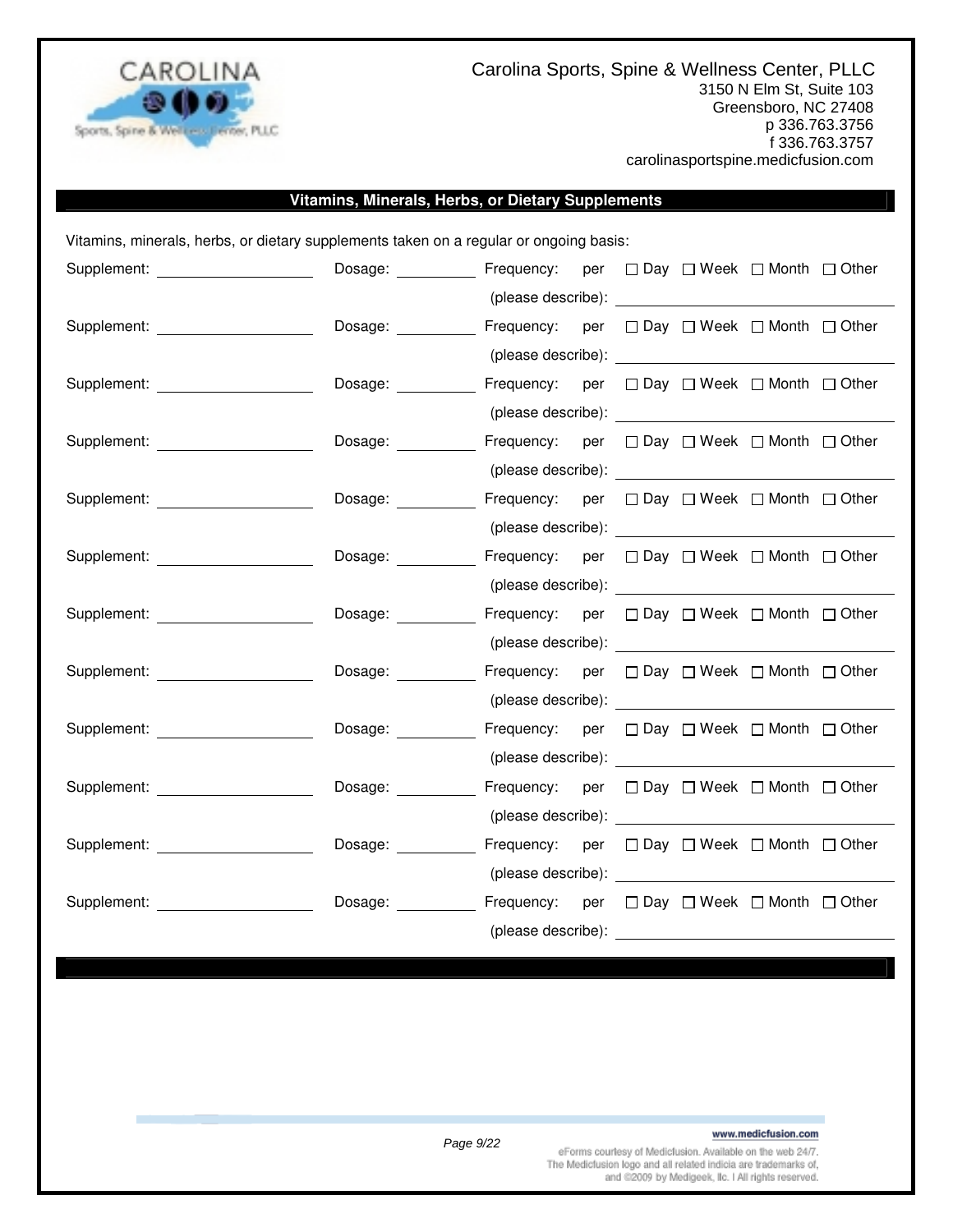Carolina Sports, Spine & Wellness Center, PLLC
3150 N Elm St, Suite 103
Greensboro, NC 27408
p 336.763.3756
f 336.763.3757
carolinasportspine.medicfusion.com

## Vitamins, Minerals, Herbs, or Dietary Supplements

Vitamins, minerals, herbs, or dietary supplements taken on a regular or ongoing basis:

Supplement: ____________ Dosage: ________ Frequency: per ☐ Day ☐ Week ☐ Month ☐ Other
(please describe): ____________

Supplement: ____________ Dosage: ________ Frequency: per ☐ Day ☐ Week ☐ Month ☐ Other
(please describe): ____________

Supplement: ____________ Dosage: ________ Frequency: per ☐ Day ☐ Week ☐ Month ☐ Other
(please describe): ____________

Supplement: ____________ Dosage: ________ Frequency: per ☐ Day ☐ Week ☐ Month ☐ Other
(please describe): ____________

Supplement: ____________ Dosage: ________ Frequency: per ☐ Day ☐ Week ☐ Month ☐ Other
(please describe): ____________

Supplement: ____________ Dosage: ________ Frequency: per ☐ Day ☐ Week ☐ Month ☐ Other
(please describe): ____________

Supplement: ____________ Dosage: ________ Frequency: per ☐ Day ☐ Week ☐ Month ☐ Other
(please describe): ____________

Supplement: ____________ Dosage: ________ Frequency: per ☐ Day ☐ Week ☐ Month ☐ Other
(please describe): ____________

Supplement: ____________ Dosage: ________ Frequency: per ☐ Day ☐ Week ☐ Month ☐ Other
(please describe): ____________

Supplement: ____________ Dosage: ________ Frequency: per ☐ Day ☐ Week ☐ Month ☐ Other
(please describe): ____________

Supplement: ____________ Dosage: ________ Frequency: per ☐ Day ☐ Week ☐ Month ☐ Other
(please describe): ____________

Supplement: ____________ Dosage: ________ Frequency: per ☐ Day ☐ Week ☐ Month ☐ Other
(please describe): ____________

www.medicfusion.com
eForms courtesy of Medicfusion. Available on the web 24/7.
The Medicfusion logo and all related indicia are trademarks of, and ©2009 by Medigeek, llc. | All rights reserved.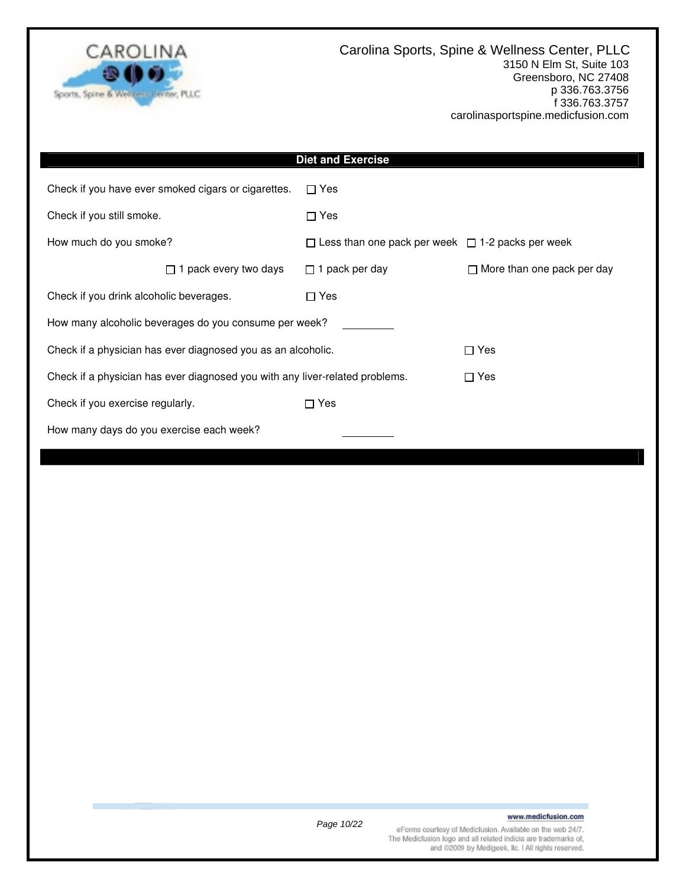Carolina Sports, Spine & Wellness Center, PLLC
3150 N Elm St, Suite 103
Greensboro, NC 27408
p 336.763.3756
f 336.763.3757
carolinasportspine.medicfusion.com

## Diet and Exercise

Check if you have ever smoked cigars or cigarettes. ☐ Yes

Check if you still smoke. ☐ Yes

How much do you smoke? ☐ Less than one pack per week ☐ 1-2 packs per week ☐ 1 pack every two days ☐ 1 pack per day ☐ More than one pack per day

Check if you drink alcoholic beverages. ☐ Yes

How many alcoholic beverages do you consume per week? ________

Check if a physician has ever diagnosed you as an alcoholic. ☐ Yes

Check if a physician has ever diagnosed you with any liver-related problems. ☐ Yes

Check if you exercise regularly. ☐ Yes

How many days do you exercise each week? ________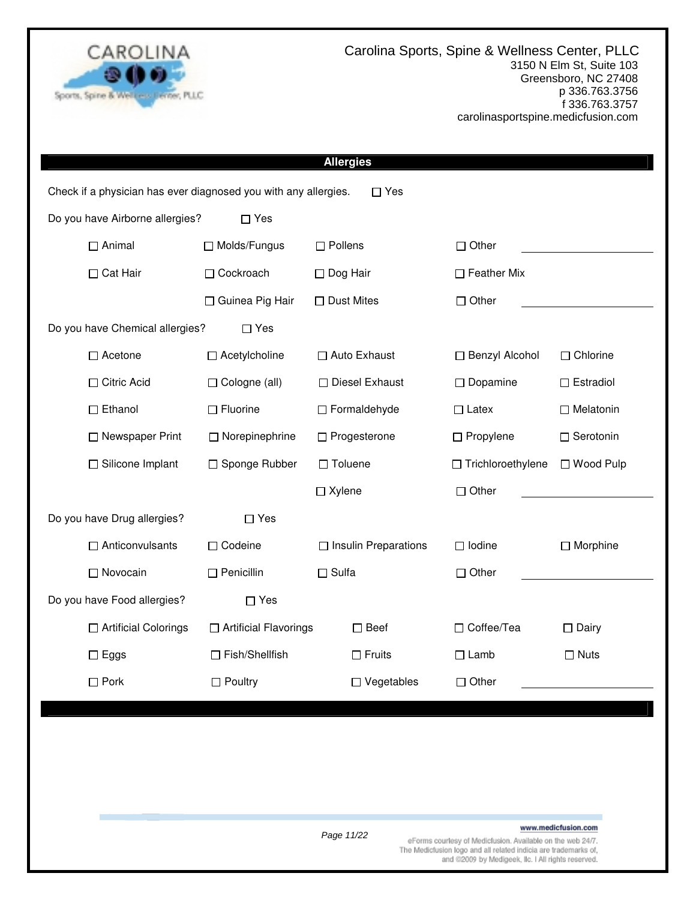Carolina Sports, Spine & Wellness Center, PLLC
3150 N Elm St, Suite 103
Greensboro, NC 27408
p 336.763.3756
f 336.763.3757
carolinasportspine.medicfusion.com

## Allergies

Check if a physician has ever diagnosed you with any allergies. ☐ Yes

Do you have Airborne allergies? ☐ Yes

| | | | | |
|---|---|---|---|---|
| ☐ Animal | ☐ Molds/Fungus | ☐ Pollens | ☐ Other | ________ |
| ☐ Cat Hair | ☐ Cockroach | ☐ Dog Hair | ☐ Feather Mix | |
| | ☐ Guinea Pig Hair | ☐ Dust Mites | ☐ Other | ________ |

Do you have Chemical allergies? ☐ Yes

| | | | | |
|---|---|---|---|---|
| ☐ Acetone | ☐ Acetylcholine | ☐ Auto Exhaust | ☐ Benzyl Alcohol | ☐ Chlorine |
| ☐ Citric Acid | ☐ Cologne (all) | ☐ Diesel Exhaust | ☐ Dopamine | ☐ Estradiol |
| ☐ Ethanol | ☐ Fluorine | ☐ Formaldehyde | ☐ Latex | ☐ Melatonin |
| ☐ Newspaper Print | ☐ Norepinephrine | ☐ Progesterone | ☐ Propylene | ☐ Serotonin |
| ☐ Silicone Implant | ☐ Sponge Rubber | ☐ Toluene | ☐ Trichloroethylene | ☐ Wood Pulp |
| | | ☐ Xylene | ☐ Other | ________ |

Do you have Drug allergies? ☐ Yes

| | | | | |
|---|---|---|---|---|
| ☐ Anticonvulsants | ☐ Codeine | ☐ Insulin Preparations | ☐ Iodine | ☐ Morphine |
| ☐ Novocain | ☐ Penicillin | ☐ Sulfa | ☐ Other | ________ |

Do you have Food allergies? ☐ Yes

| | | | | |
|---|---|---|---|---|
| ☐ Artificial Colorings | ☐ Artificial Flavorings | ☐ Beef | ☐ Coffee/Tea | ☐ Dairy |
| ☐ Eggs | ☐ Fish/Shellfish | ☐ Fruits | ☐ Lamb | ☐ Nuts |
| ☐ Pork | ☐ Poultry | ☐ Vegetables | ☐ Other | ________ |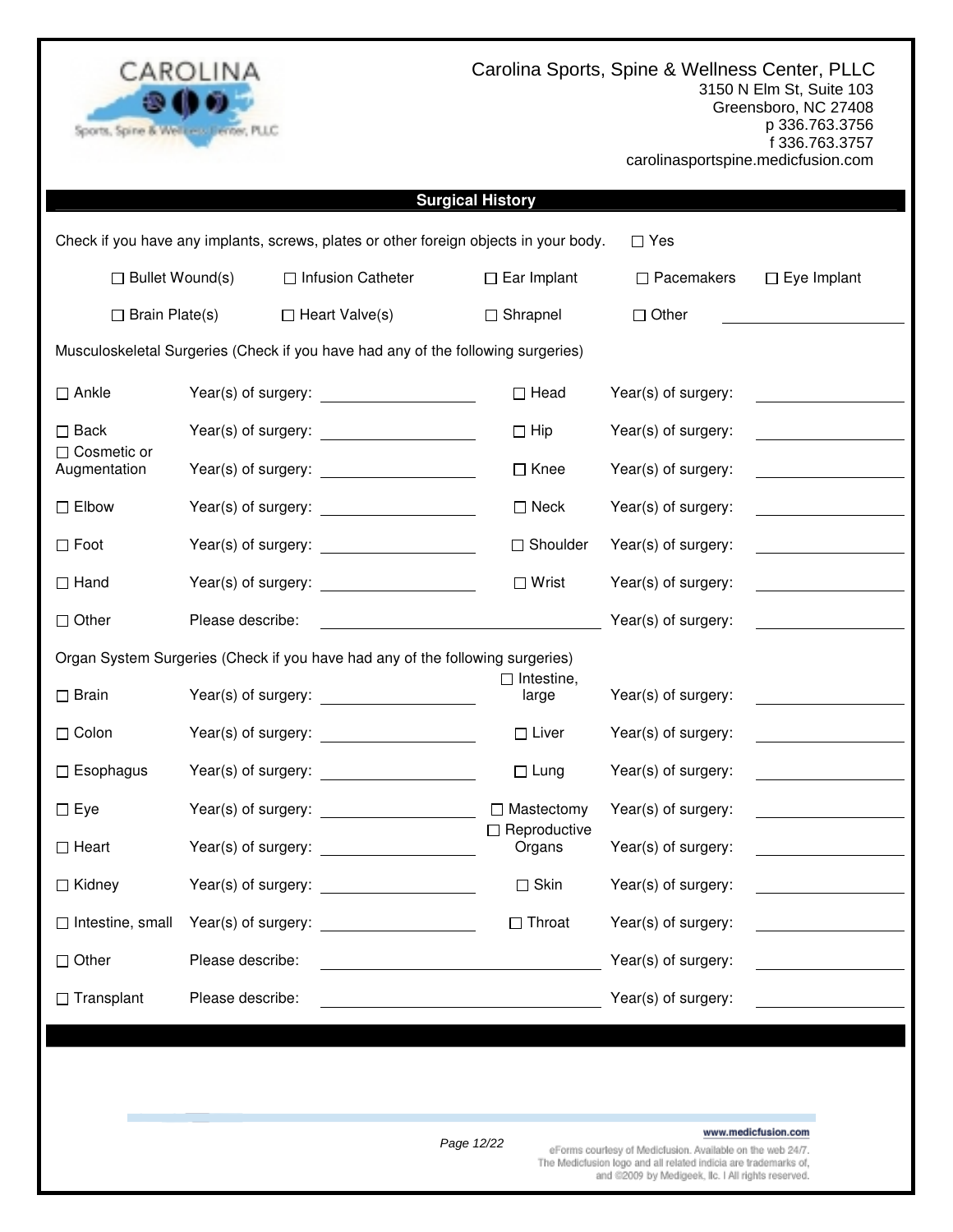Carolina Sports, Spine & Wellness Center, PLLC
3150 N Elm St, Suite 103
Greensboro, NC 27408
p 336.763.3756
f 336.763.3757
carolinasportspine.medicfusion.com

## Surgical History

Check if you have any implants, screws, plates or other foreign objects in your body. ☐ Yes

☐ Bullet Wound(s) ☐ Infusion Catheter ☐ Ear Implant ☐ Pacemakers ☐ Eye Implant

☐ Brain Plate(s) ☐ Heart Valve(s) ☐ Shrapnel ☐ Other ____________

Musculoskeletal Surgeries (Check if you have had any of the following surgeries)

| | | | |
|---|---|---|---|
| ☐ Ankle | Year(s) of surgery: ____________ | ☐ Head | Year(s) of surgery: ____________ |
| ☐ Back | Year(s) of surgery: ____________ | ☐ Hip | Year(s) of surgery: ____________ |
| ☐ Cosmetic or Augmentation | Year(s) of surgery: ____________ | ☐ Knee | Year(s) of surgery: ____________ |
| ☐ Elbow | Year(s) of surgery: ____________ | ☐ Neck | Year(s) of surgery: ____________ |
| ☐ Foot | Year(s) of surgery: ____________ | ☐ Shoulder | Year(s) of surgery: ____________ |
| ☐ Hand | Year(s) of surgery: ____________ | ☐ Wrist | Year(s) of surgery: ____________ |
| ☐ Other | Please describe: ____________ | | Year(s) of surgery: ____________ |

Organ System Surgeries (Check if you have had any of the following surgeries)

| | | | |
|---|---|---|---|
| ☐ Brain | Year(s) of surgery: ____________ | ☐ Intestine, large | Year(s) of surgery: ____________ |
| ☐ Colon | Year(s) of surgery: ____________ | ☐ Liver | Year(s) of surgery: ____________ |
| ☐ Esophagus | Year(s) of surgery: ____________ | ☐ Lung | Year(s) of surgery: ____________ |
| ☐ Eye | Year(s) of surgery: ____________ | ☐ Mastectomy | Year(s) of surgery: ____________ |
| ☐ Heart | Year(s) of surgery: ____________ | ☐ Reproductive Organs | Year(s) of surgery: ____________ |
| ☐ Kidney | Year(s) of surgery: ____________ | ☐ Skin | Year(s) of surgery: ____________ |
| ☐ Intestine, small | Year(s) of surgery: ____________ | ☐ Throat | Year(s) of surgery: ____________ |
| ☐ Other | Please describe: ____________ | | Year(s) of surgery: ____________ |
| ☐ Transplant | Please describe: ____________ | | Year(s) of surgery: ____________ |

www.medicfusion.com

eForms courtesy of Medicfusion. Available on the web 24/7. The Medicfusion logo and all related indicia are trademarks of, and ©2009 by Medigeek, llc. l All rights reserved.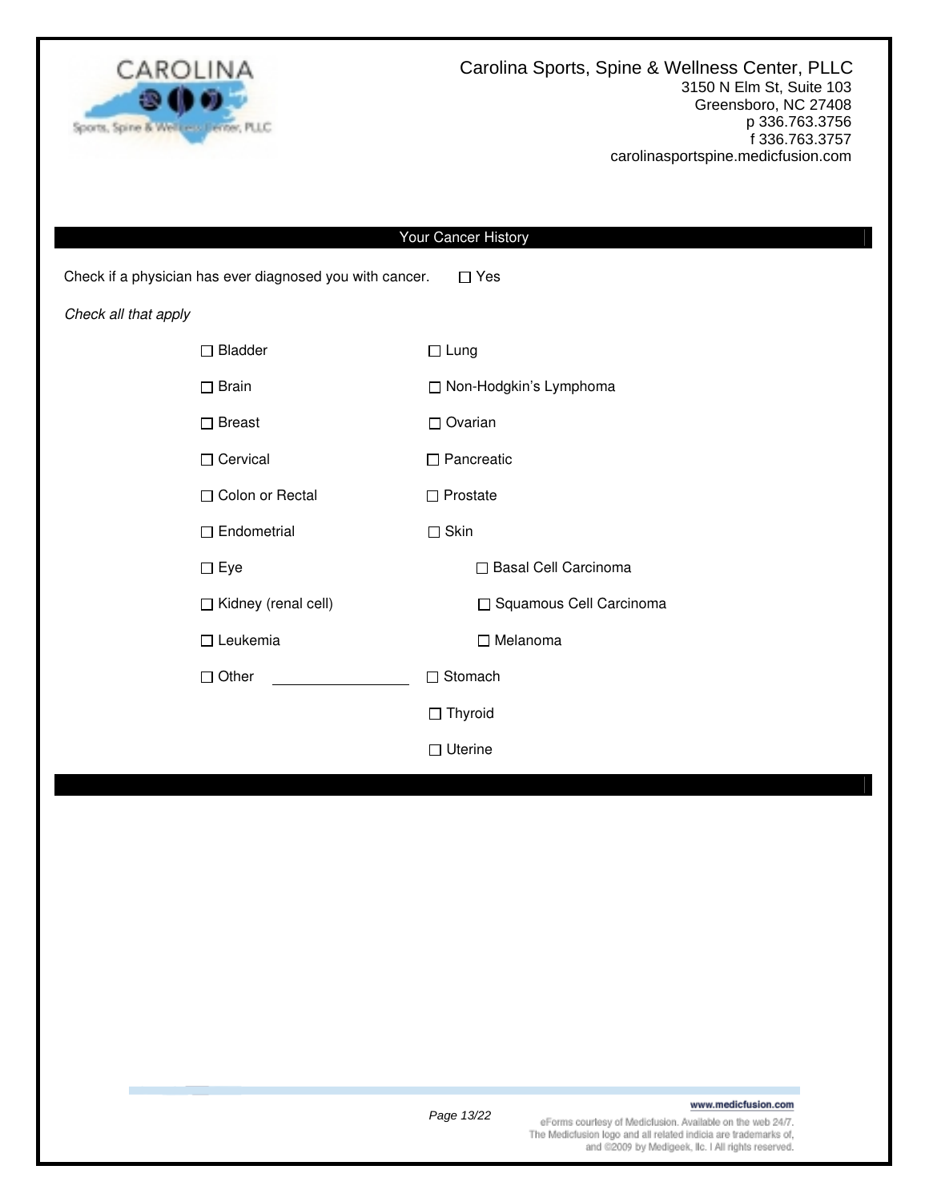Carolina Sports, Spine & Wellness Center, PLLC
3150 N Elm St, Suite 103
Greensboro, NC 27408
p 336.763.3756
f 336.763.3757
carolinasportspine.medicfusion.com

## Your Cancer History

Check if a physician has ever diagnosed you with cancer. ☐ Yes

*Check all that apply*

- ☐ Bladder
- ☐ Brain
- ☐ Breast
- ☐ Cervical
- ☐ Colon or Rectal
- ☐ Endometrial
- ☐ Eye
- ☐ Kidney (renal cell)
- ☐ Leukemia
- ☐ Other ______________
- ☐ Lung
- ☐ Non-Hodgkin's Lymphoma
- ☐ Ovarian
- ☐ Pancreatic
- ☐ Prostate
- ☐ Skin
  - ☐ Basal Cell Carcinoma
  - ☐ Squamous Cell Carcinoma
  - ☐ Melanoma
- ☐ Stomach
- ☐ Thyroid
- ☐ Uterine

www.medicfusion.com

eForms courtesy of Medicfusion. Available on the web 24/7. The Medicfusion logo and all related indicia are trademarks of, and ©2009 by Medigeek, llc. | All rights reserved.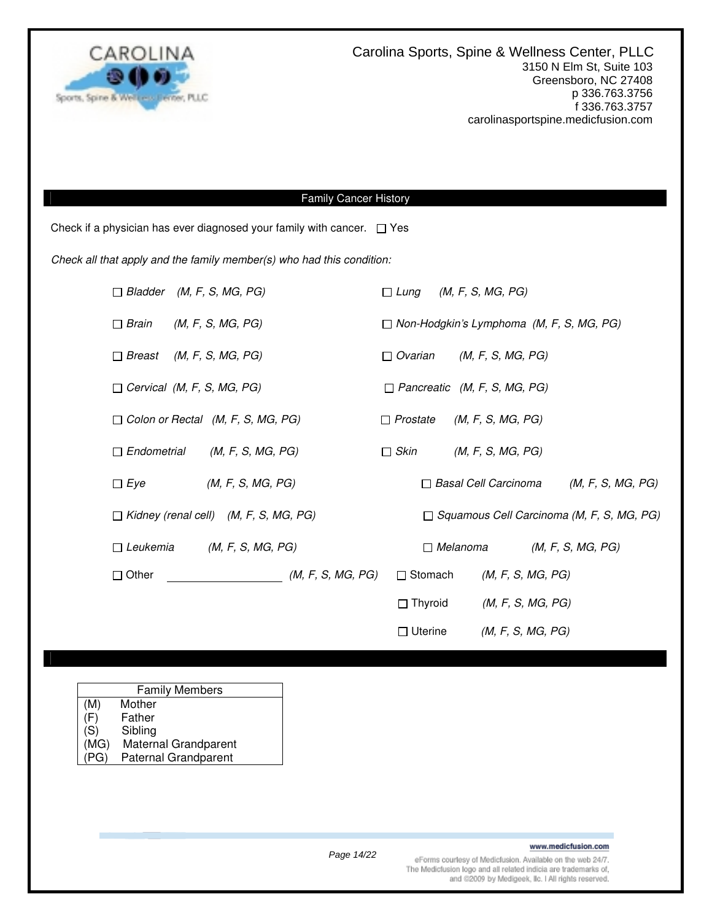Carolina Sports, Spine & Wellness Center, PLLC
3150 N Elm St, Suite 103
Greensboro, NC 27408
p 336.763.3756
f 336.763.3757
carolinasportspine.medicfusion.com

## Family Cancer History

Check if a physician has ever diagnosed your family with cancer. ☐ Yes

*Check all that apply and the family member(s) who had this condition:*

- ☐ *Bladder (M, F, S, MG, PG)*
- ☐ *Brain (M, F, S, MG, PG)*
- ☐ *Breast (M, F, S, MG, PG)*
- ☐ *Cervical (M, F, S, MG, PG)*
- ☐ *Colon or Rectal (M, F, S, MG, PG)*
- ☐ *Endometrial (M, F, S, MG, PG)*
- ☐ *Eye (M, F, S, MG, PG)*
- ☐ *Kidney (renal cell) (M, F, S, MG, PG)*
- ☐ *Leukemia (M, F, S, MG, PG)*
- ☐ Other \_\_\_\_\_\_\_\_\_\_\_\_\_\_\_\_\_\_ *(M, F, S, MG, PG)*
- ☐ *Lung (M, F, S, MG, PG)*
- ☐ *Non-Hodgkin's Lymphoma (M, F, S, MG, PG)*
- ☐ *Ovarian (M, F, S, MG, PG)*
- ☐ *Pancreatic (M, F, S, MG, PG)*
- ☐ *Prostate (M, F, S, MG, PG)*
- ☐ *Skin (M, F, S, MG, PG)*
  - ☐ *Basal Cell Carcinoma (M, F, S, MG, PG)*
  - ☐ *Squamous Cell Carcinoma (M, F, S, MG, PG)*
  - ☐ *Melanoma (M, F, S, MG, PG)*
- ☐ Stomach *(M, F, S, MG, PG)*
- ☐ Thyroid *(M, F, S, MG, PG)*
- ☐ Uterine *(M, F, S, MG, PG)*

| Family Members | |
|---|---|
| (M) | Mother |
| (F) | Father |
| (S) | Sibling |
| (MG) | Maternal Grandparent |
| (PG) | Paternal Grandparent |

eForms courtesy of Medicfusion. Available on the web 24/7. The Medicfusion logo and all related indicia are trademarks of, and ©2009 by Medigeek, llc. I All rights reserved.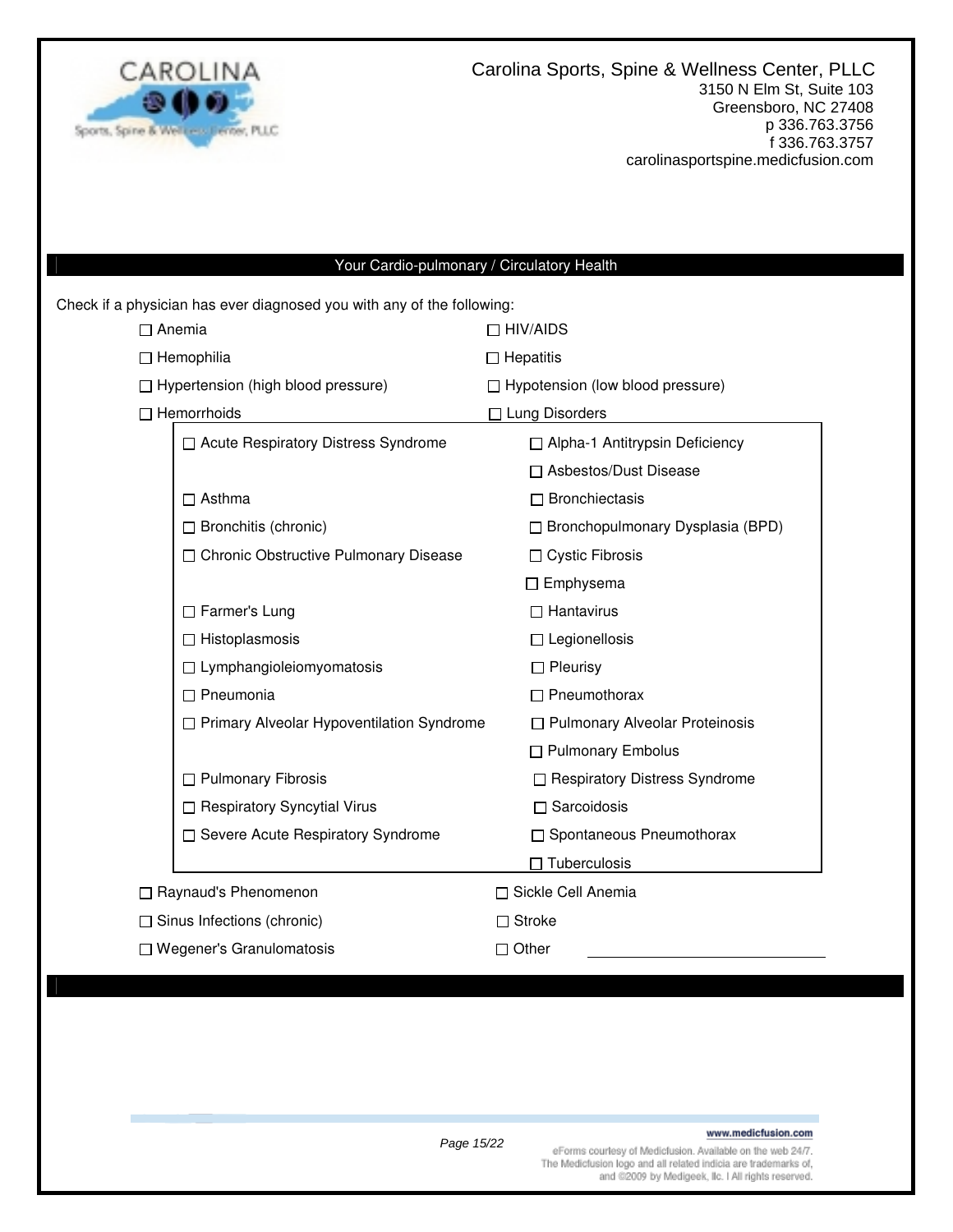Carolina Sports, Spine & Wellness Center, PLLC
3150 N Elm St, Suite 103
Greensboro, NC 27408
p 336.763.3756
f 336.763.3757
carolinasportspine.medicfusion.com

## Your Cardio-pulmonary / Circulatory Health

Check if a physician has ever diagnosed you with any of the following:

- ☐ Anemia
- ☐ HIV/AIDS
- ☐ Hemophilia
- ☐ Hepatitis
- ☐ Hypertension (high blood pressure)
- ☐ Hypotension (low blood pressure)
- ☐ Hemorrhoids
- ☐ Lung Disorders
  - ☐ Acute Respiratory Distress Syndrome
  - ☐ Alpha-1 Antitrypsin Deficiency
  - ☐ Asbestos/Dust Disease
  - ☐ Asthma
  - ☐ Bronchiectasis
  - ☐ Bronchitis (chronic)
  - ☐ Bronchopulmonary Dysplasia (BPD)
  - ☐ Chronic Obstructive Pulmonary Disease
  - ☐ Cystic Fibrosis
  - ☐ Emphysema
  - ☐ Farmer's Lung
  - ☐ Hantavirus
  - ☐ Histoplasmosis
  - ☐ Legionellosis
  - ☐ Lymphangioleiomyomatosis
  - ☐ Pleurisy
  - ☐ Pneumonia
  - ☐ Pneumothorax
  - ☐ Primary Alveolar Hypoventilation Syndrome
  - ☐ Pulmonary Alveolar Proteinosis
  - ☐ Pulmonary Embolus
  - ☐ Pulmonary Fibrosis
  - ☐ Respiratory Distress Syndrome
  - ☐ Respiratory Syncytial Virus
  - ☐ Sarcoidosis
  - ☐ Severe Acute Respiratory Syndrome
  - ☐ Spontaneous Pneumothorax
  - ☐ Tuberculosis
- ☐ Raynaud's Phenomenon
- ☐ Sickle Cell Anemia
- ☐ Sinus Infections (chronic)
- ☐ Stroke
- ☐ Wegener's Granulomatosis
- ☐ Other ______________________

www.medicfusion.com

eForms courtesy of Medicfusion. Available on the web 24/7. The Medicfusion logo and all related indicia are trademarks of, and ©2009 by Medigeek, llc. l All rights reserved.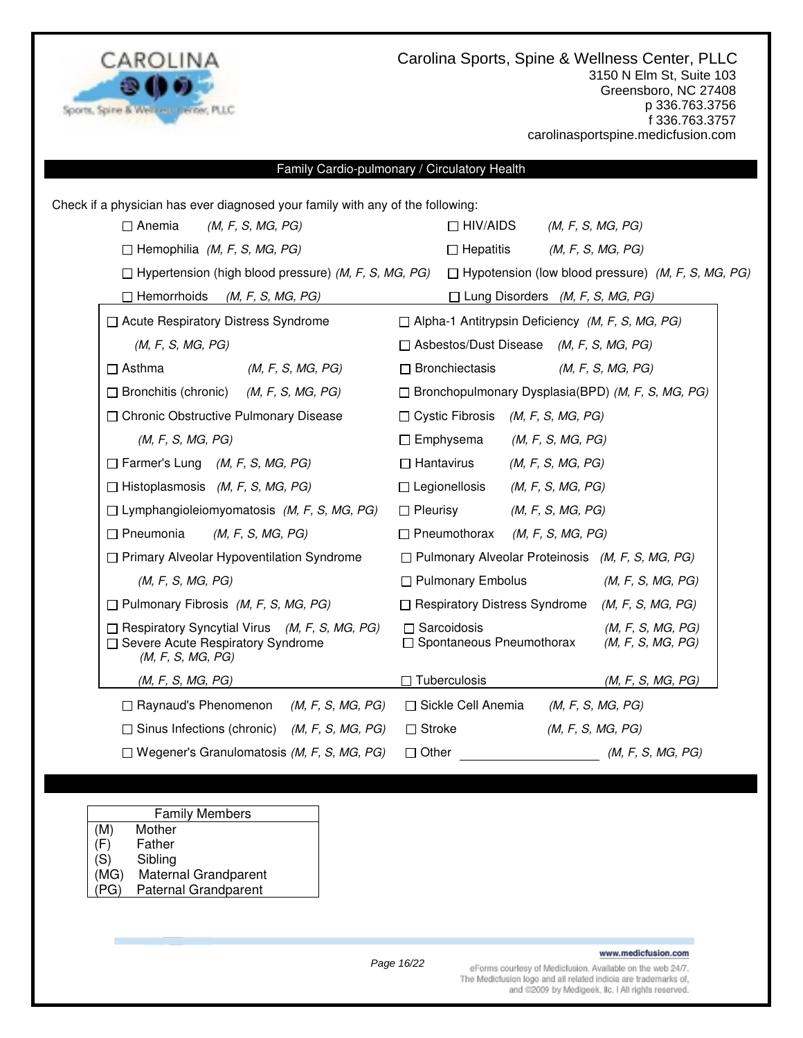Carolina Sports, Spine & Wellness Center, PLLC
3150 N Elm St, Suite 103
Greensboro, NC 27408
p 336.763.3756
f 336.763.3757
carolinasportspine.medicfusion.com

## Family Cardio-pulmonary / Circulatory Health

Check if a physician has ever diagnosed your family with any of the following:

- ☐ Anemia *(M, F, S, MG, PG)*
- ☐ HIV/AIDS *(M, F, S, MG, PG)*
- ☐ Hemophilia *(M, F, S, MG, PG)*
- ☐ Hepatitis *(M, F, S, MG, PG)*
- ☐ Hypertension (high blood pressure) *(M, F, S, MG, PG)*
- ☐ Hypotension (low blood pressure) *(M, F, S, MG, PG)*
- ☐ Hemorrhoids *(M, F, S, MG, PG)*
- ☐ Lung Disorders *(M, F, S, MG, PG)*
  - ☐ Acute Respiratory Distress Syndrome *(M, F, S, MG, PG)*
  - ☐ Alpha-1 Antitrypsin Deficiency *(M, F, S, MG, PG)*
  - ☐ Asbestos/Dust Disease *(M, F, S, MG, PG)*
  - ☐ Asthma *(M, F, S, MG, PG)*
  - ☐ Bronchiectasis *(M, F, S, MG, PG)*
  - ☐ Bronchitis (chronic) *(M, F, S, MG, PG)*
  - ☐ Bronchopulmonary Dysplasia(BPD) *(M, F, S, MG, PG)*
  - ☐ Chronic Obstructive Pulmonary Disease *(M, F, S, MG, PG)*
  - ☐ Cystic Fibrosis *(M, F, S, MG, PG)*
  - ☐ Emphysema *(M, F, S, MG, PG)*
  - ☐ Farmer's Lung *(M, F, S, MG, PG)*
  - ☐ Hantavirus *(M, F, S, MG, PG)*
  - ☐ Histoplasmosis *(M, F, S, MG, PG)*
  - ☐ Legionellosis *(M, F, S, MG, PG)*
  - ☐ Lymphangioleiomyomatosis *(M, F, S, MG, PG)*
  - ☐ Pleurisy *(M, F, S, MG, PG)*
  - ☐ Pneumonia *(M, F, S, MG, PG)*
  - ☐ Pneumothorax *(M, F, S, MG, PG)*
  - ☐ Primary Alveolar Hypoventilation Syndrome *(M, F, S, MG, PG)*
  - ☐ Pulmonary Alveolar Proteinosis *(M, F, S, MG, PG)*
  - ☐ Pulmonary Embolus *(M, F, S, MG, PG)*
  - ☐ Pulmonary Fibrosis *(M, F, S, MG, PG)*
  - ☐ Respiratory Distress Syndrome *(M, F, S, MG, PG)*
  - ☐ Respiratory Syncytial Virus *(M, F, S, MG, PG)*
  - ☐ Sarcoidosis *(M, F, S, MG, PG)*
  - ☐ Severe Acute Respiratory Syndrome *(M, F, S, MG, PG)*
  - ☐ Spontaneous Pneumothorax *(M, F, S, MG, PG)*
  - ☐ Tuberculosis *(M, F, S, MG, PG)*
- ☐ Raynaud's Phenomenon *(M, F, S, MG, PG)*
- ☐ Sickle Cell Anemia *(M, F, S, MG, PG)*
- ☐ Sinus Infections (chronic) *(M, F, S, MG, PG)*
- ☐ Stroke *(M, F, S, MG, PG)*
- ☐ Wegener's Granulomatosis *(M, F, S, MG, PG)*
- ☐ Other ____________________ *(M, F, S, MG, PG)*

| Family Members | |
|---|---|
| (M) | Mother |
| (F) | Father |
| (S) | Sibling |
| (MG) | Maternal Grandparent |
| (PG) | Paternal Grandparent |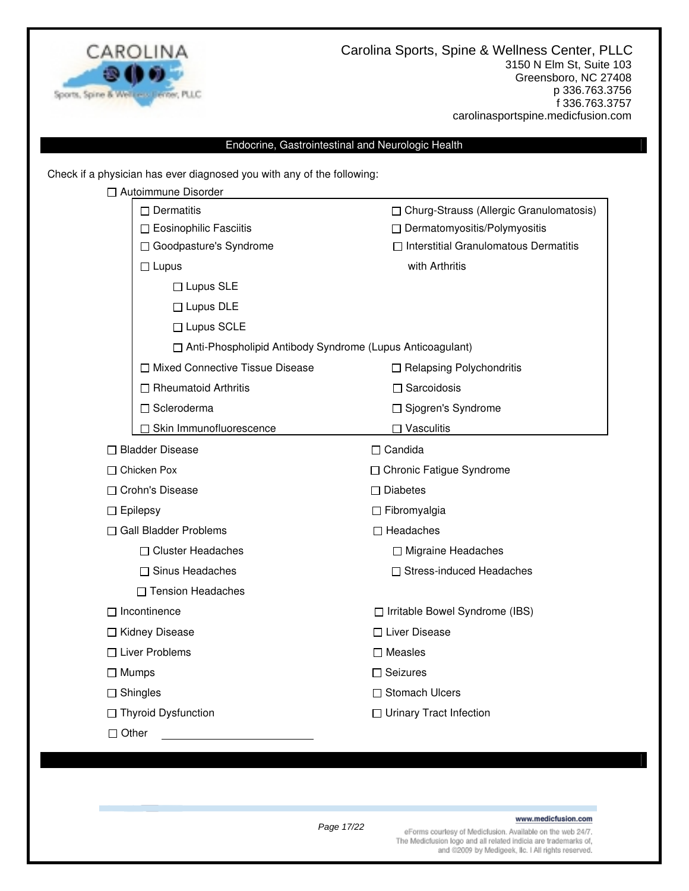Carolina Sports, Spine & Wellness Center, PLLC
3150 N Elm St, Suite 103
Greensboro, NC 27408
p 336.763.3756
f 336.763.3757
carolinasportspine.medicfusion.com

## Endocrine, Gastrointestinal and Neurologic Health

Check if a physician has ever diagnosed you with any of the following:

- ☐ Autoimmune Disorder
  - ☐ Dermatitis
  - ☐ Churg-Strauss (Allergic Granulomatosis)
  - ☐ Eosinophilic Fasciitis
  - ☐ Dermatomyositis/Polymyositis
  - ☐ Goodpasture's Syndrome
  - ☐ Interstitial Granulomatous Dermatitis with Arthritis
  - ☐ Lupus
    - ☐ Lupus SLE
    - ☐ Lupus DLE
    - ☐ Lupus SCLE
    - ☐ Anti-Phospholipid Antibody Syndrome (Lupus Anticoagulant)
  - ☐ Mixed Connective Tissue Disease
  - ☐ Relapsing Polychondritis
  - ☐ Rheumatoid Arthritis
  - ☐ Sarcoidosis
  - ☐ Scleroderma
  - ☐ Sjogren's Syndrome
  - ☐ Skin Immunofluorescence
  - ☐ Vasculitis
- ☐ Bladder Disease
- ☐ Candida
- ☐ Chicken Pox
- ☐ Chronic Fatigue Syndrome
- ☐ Crohn's Disease
- ☐ Diabetes
- ☐ Epilepsy
- ☐ Fibromyalgia
- ☐ Gall Bladder Problems
- ☐ Headaches
  - ☐ Cluster Headaches
  - ☐ Migraine Headaches
  - ☐ Sinus Headaches
  - ☐ Stress-induced Headaches
  - ☐ Tension Headaches
- ☐ Incontinence
- ☐ Irritable Bowel Syndrome (IBS)
- ☐ Kidney Disease
- ☐ Liver Disease
- ☐ Liver Problems
- ☐ Measles
- ☐ Mumps
- ☐ Seizures
- ☐ Shingles
- ☐ Stomach Ulcers
- ☐ Thyroid Dysfunction
- ☐ Urinary Tract Infection
- ☐ Other ____________________

www.medicfusion.com

eForms courtesy of Medicfusion. Available on the web 24/7. The Medicfusion logo and all related indicia are trademarks of, and ©2009 by Medigeek, llc. | All rights reserved.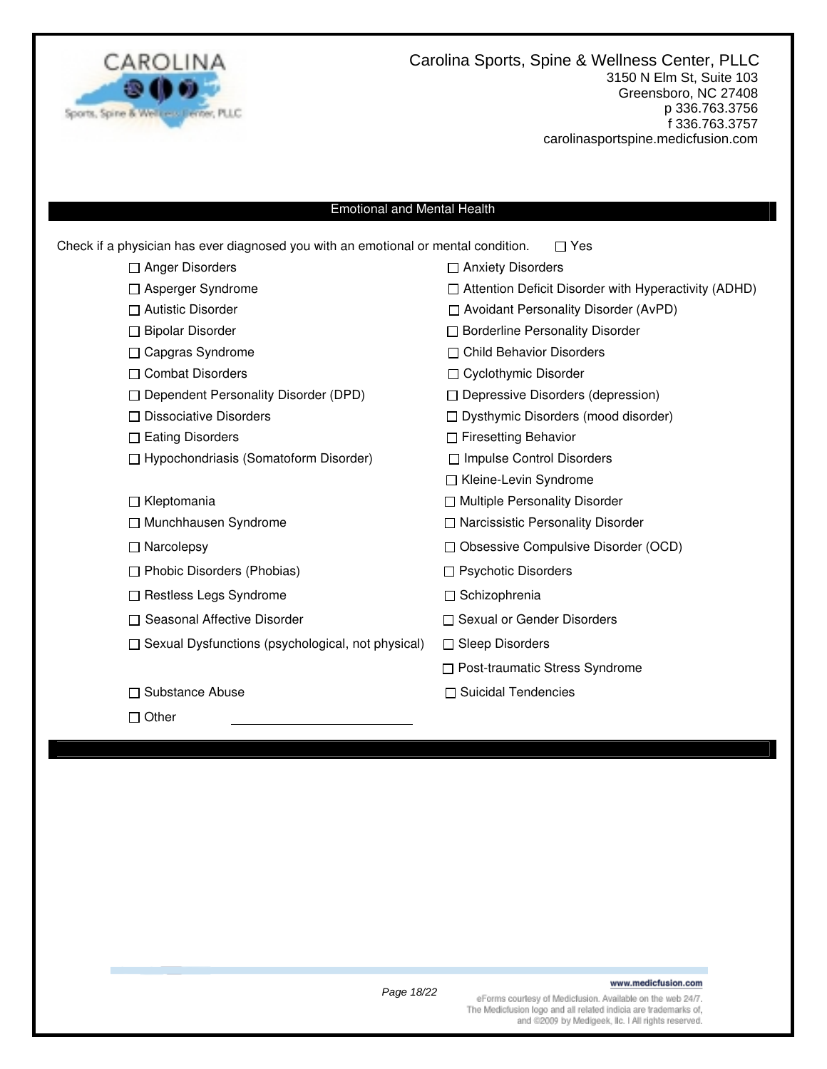Carolina Sports, Spine & Wellness Center, PLLC
3150 N Elm St, Suite 103
Greensboro, NC 27408
p 336.763.3756
f 336.763.3757
carolinasportspine.medicfusion.com

## Emotional and Mental Health

Check if a physician has ever diagnosed you with an emotional or mental condition. ☐ Yes

- ☐ Anger Disorders
- ☐ Anxiety Disorders
- ☐ Asperger Syndrome
- ☐ Attention Deficit Disorder with Hyperactivity (ADHD)
- ☐ Autistic Disorder
- ☐ Avoidant Personality Disorder (AvPD)
- ☐ Bipolar Disorder
- ☐ Borderline Personality Disorder
- ☐ Capgras Syndrome
- ☐ Child Behavior Disorders
- ☐ Combat Disorders
- ☐ Cyclothymic Disorder
- ☐ Dependent Personality Disorder (DPD)
- ☐ Depressive Disorders (depression)
- ☐ Dissociative Disorders
- ☐ Dysthymic Disorders (mood disorder)
- ☐ Eating Disorders
- ☐ Firesetting Behavior
- ☐ Hypochondriasis (Somatoform Disorder)
- ☐ Impulse Control Disorders
- ☐ Kleine-Levin Syndrome
- ☐ Kleptomania
- ☐ Multiple Personality Disorder
- ☐ Munchhausen Syndrome
- ☐ Narcissistic Personality Disorder
- ☐ Narcolepsy
- ☐ Obsessive Compulsive Disorder (OCD)
- ☐ Phobic Disorders (Phobias)
- ☐ Psychotic Disorders
- ☐ Restless Legs Syndrome
- ☐ Schizophrenia
- ☐ Seasonal Affective Disorder
- ☐ Sexual or Gender Disorders
- ☐ Sexual Dysfunctions (psychological, not physical)
- ☐ Sleep Disorders
- ☐ Post-traumatic Stress Syndrome
- ☐ Substance Abuse
- ☐ Suicidal Tendencies
- ☐ Other ______________________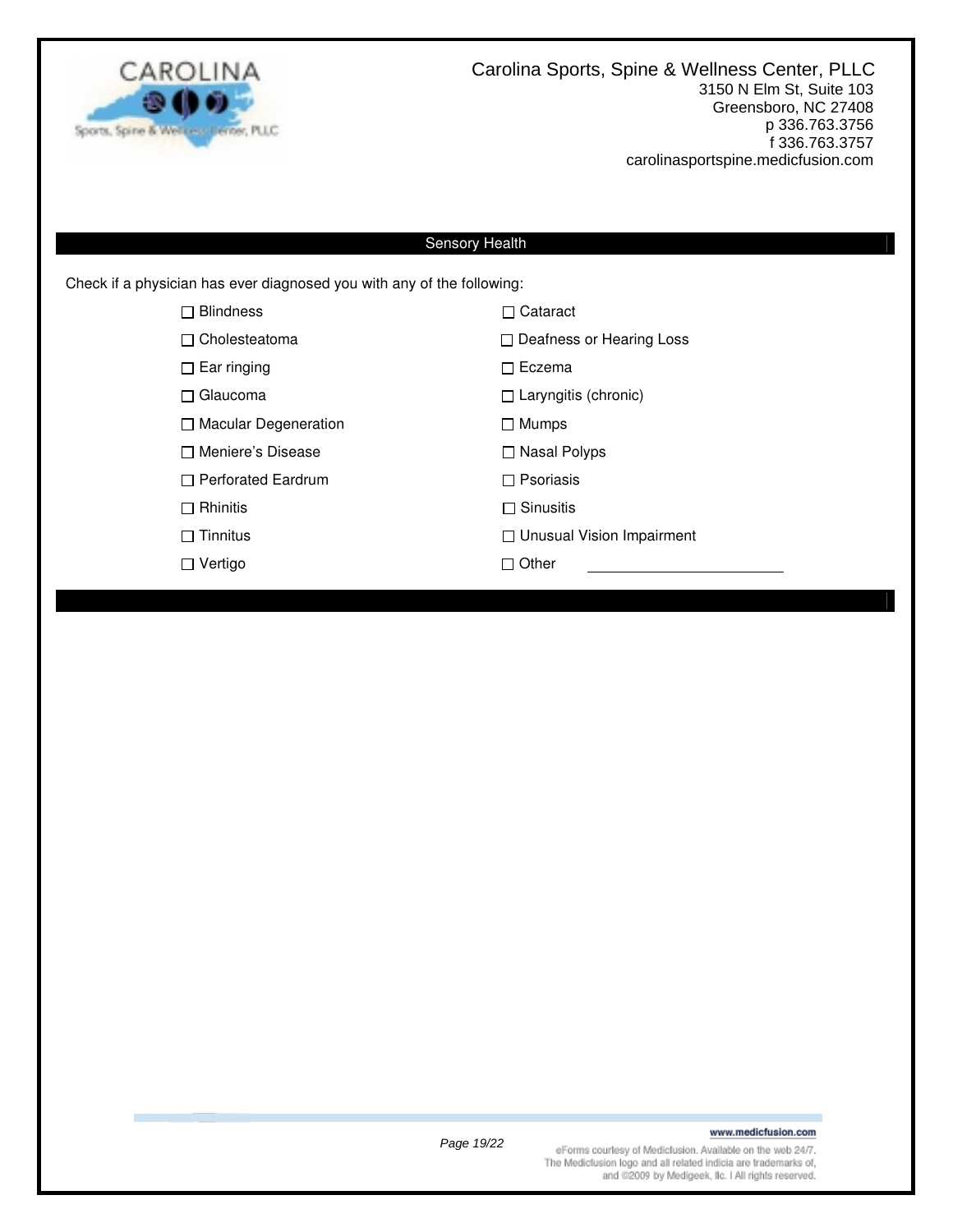Carolina Sports, Spine & Wellness Center, PLLC
3150 N Elm St, Suite 103
Greensboro, NC 27408
p 336.763.3756
f 336.763.3757
carolinasportspine.medicfusion.com

## Sensory Health

Check if a physician has ever diagnosed you with any of the following:

- ☐ Blindness
- ☐ Cataract
- ☐ Cholesteatoma
- ☐ Deafness or Hearing Loss
- ☐ Ear ringing
- ☐ Eczema
- ☐ Glaucoma
- ☐ Laryngitis (chronic)
- ☐ Macular Degeneration
- ☐ Mumps
- ☐ Meniere's Disease
- ☐ Nasal Polyps
- ☐ Perforated Eardrum
- ☐ Psoriasis
- ☐ Rhinitis
- ☐ Sinusitis
- ☐ Tinnitus
- ☐ Unusual Vision Impairment
- ☐ Vertigo
- ☐ Other ________________________

www.medicfusion.com

eForms courtesy of Medicfusion. Available on the web 24/7. The Medicfusion logo and all related indicia are trademarks of, and ©2009 by Medigeek, llc. I All rights reserved.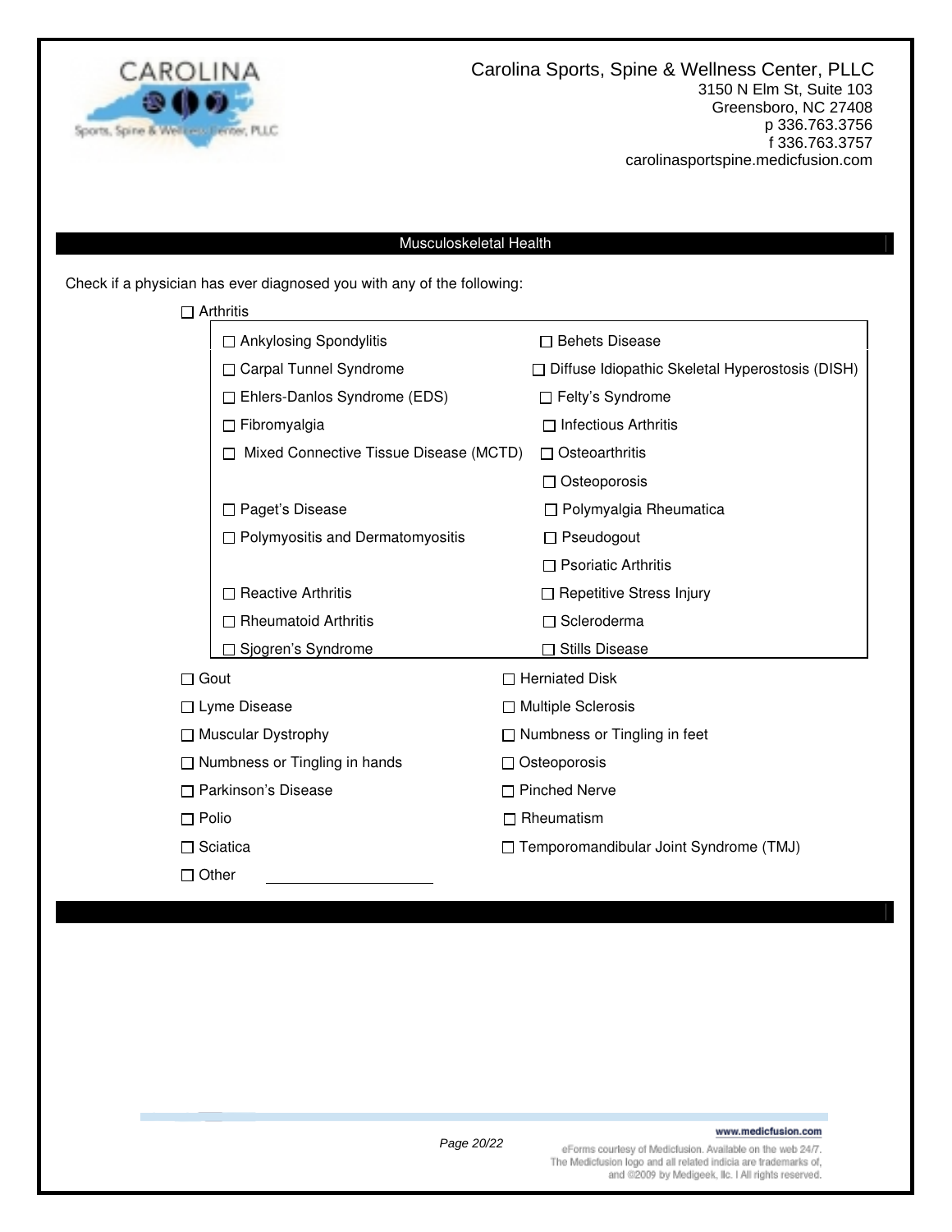Carolina Sports, Spine & Wellness Center, PLLC
3150 N Elm St, Suite 103
Greensboro, NC 27408
p 336.763.3756
f 336.763.3757
carolinasportspine.medicfusion.com

## Musculoskeletal Health

Check if a physician has ever diagnosed you with any of the following:

- ☐ Arthritis
  - ☐ Ankylosing Spondylitis
  - ☐ Behets Disease
  - ☐ Carpal Tunnel Syndrome
  - ☐ Diffuse Idiopathic Skeletal Hyperostosis (DISH)
  - ☐ Ehlers-Danlos Syndrome (EDS)
  - ☐ Felty's Syndrome
  - ☐ Fibromyalgia
  - ☐ Infectious Arthritis
  - ☐ Mixed Connective Tissue Disease (MCTD)
  - ☐ Osteoarthritis
  - ☐ Osteoporosis
  - ☐ Paget's Disease
  - ☐ Polymyalgia Rheumatica
  - ☐ Polymyositis and Dermatomyositis
  - ☐ Pseudogout
  - ☐ Psoriatic Arthritis
  - ☐ Reactive Arthritis
  - ☐ Repetitive Stress Injury
  - ☐ Rheumatoid Arthritis
  - ☐ Scleroderma
  - ☐ Sjogren's Syndrome
  - ☐ Stills Disease
- ☐ Gout
- ☐ Herniated Disk
- ☐ Lyme Disease
- ☐ Multiple Sclerosis
- ☐ Muscular Dystrophy
- ☐ Numbness or Tingling in feet
- ☐ Numbness or Tingling in hands
- ☐ Osteoporosis
- ☐ Parkinson's Disease
- ☐ Pinched Nerve
- ☐ Polio
- ☐ Rheumatism
- ☐ Sciatica
- ☐ Temporomandibular Joint Syndrome (TMJ)
- ☐ Other ____________________

www.medicfusion.com

eForms courtesy of Medicfusion. Available on the web 24/7. The Medicfusion logo and all related indicia are trademarks of, and ©2009 by Medigeek, llc. I All rights reserved.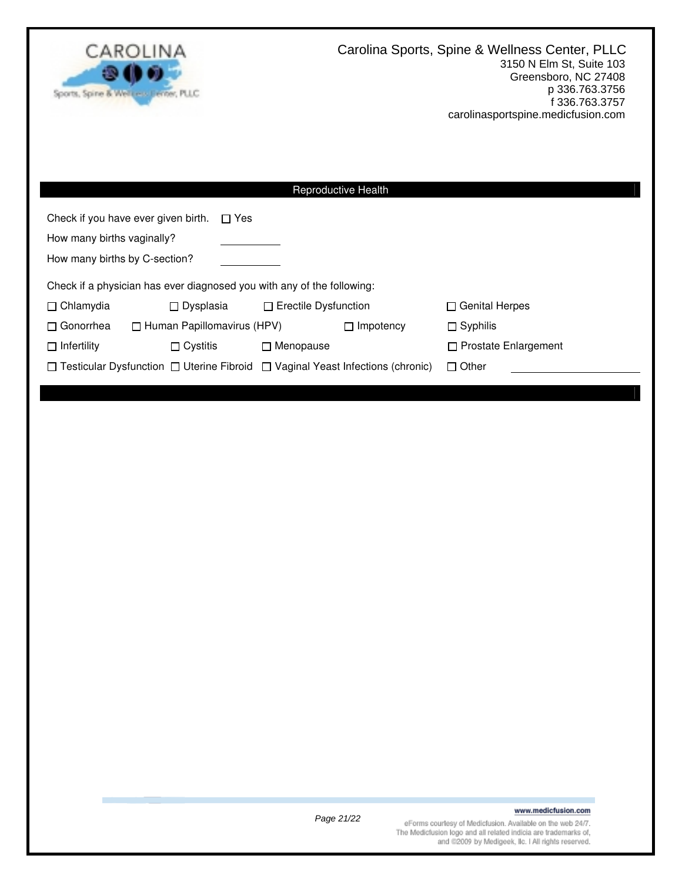Carolina Sports, Spine & Wellness Center, PLLC
3150 N Elm St, Suite 103
Greensboro, NC 27408
p 336.763.3756
f 336.763.3757
carolinasportspine.medicfusion.com

## Reproductive Health

Check if you have ever given birth. ☐ Yes

How many births vaginally? ________

How many births by C-section? ________

Check if a physician has ever diagnosed you with any of the following:

| | | | |
|---|---|---|---|
| ☐ Chlamydia | ☐ Dysplasia | ☐ Erectile Dysfunction | ☐ Genital Herpes |
| ☐ Gonorrhea | ☐ Human Papillomavirus (HPV) | ☐ Impotency | ☐ Syphilis |
| ☐ Infertility | ☐ Cystitis | ☐ Menopause | ☐ Prostate Enlargement |
| ☐ Testicular Dysfunction | ☐ Uterine Fibroid | ☐ Vaginal Yeast Infections (chronic) | ☐ Other ________________ |

www.medicfusion.com

eForms courtesy of Medicfusion. Available on the web 24/7. The Medicfusion logo and all related indicia are trademarks of, and ©2009 by Medigeek, llc. I All rights reserved.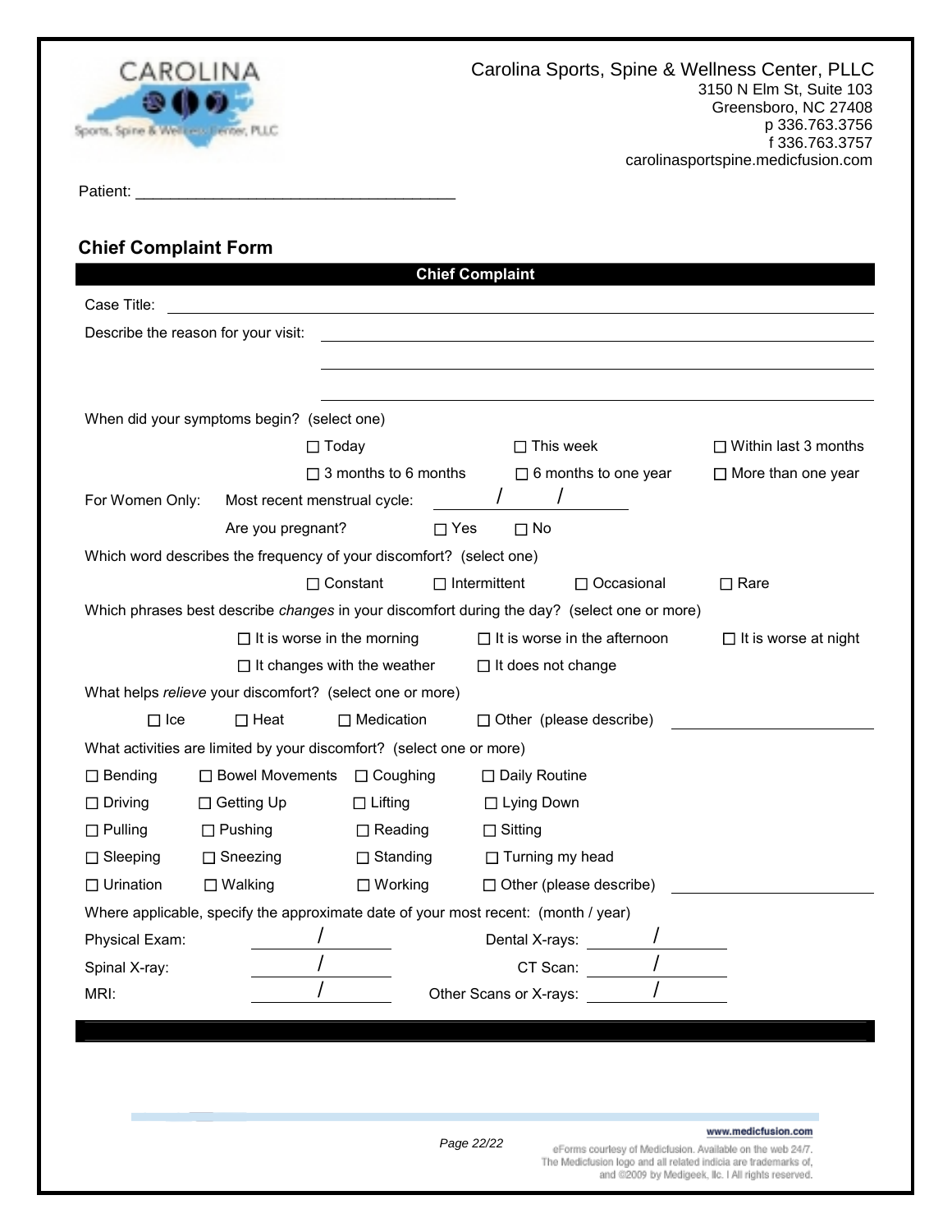Carolina Sports, Spine & Wellness Center, PLLC
3150 N Elm St, Suite 103
Greensboro, NC 27408
p 336.763.3756
f 336.763.3757
carolinasportspine.medicfusion.com

Patient: ______________________________________

## Chief Complaint Form

### Chief Complaint

Case Title: ______________________________________

Describe the reason for your visit: ______________________________________

______________________________________

______________________________________

When did your symptoms begin? (select one)

☐ Today ☐ This week ☐ Within last 3 months

☐ 3 months to 6 months ☐ 6 months to one year ☐ More than one year

For Women Only: Most recent menstrual cycle: ____/____/____

Are you pregnant? ☐ Yes ☐ No

Which word describes the frequency of your discomfort? (select one)

☐ Constant ☐ Intermittent ☐ Occasional ☐ Rare

Which phrases best describe *changes* in your discomfort during the day? (select one or more)

☐ It is worse in the morning ☐ It is worse in the afternoon ☐ It is worse at night

☐ It changes with the weather ☐ It does not change

What helps *relieve* your discomfort? (select one or more)

☐ Ice ☐ Heat ☐ Medication ☐ Other (please describe) ______________________

What activities are limited by your discomfort? (select one or more)

☐ Bending ☐ Bowel Movements ☐ Coughing ☐ Daily Routine

☐ Driving ☐ Getting Up ☐ Lifting ☐ Lying Down

☐ Pulling ☐ Pushing ☐ Reading ☐ Sitting

☐ Sleeping ☐ Sneezing ☐ Standing ☐ Turning my head

☐ Urination ☐ Walking ☐ Working ☐ Other (please describe) ______________________

Where applicable, specify the approximate date of your most recent: (month / year)

Physical Exam: ____/____ Dental X-rays: ____/____

Spinal X-ray: ____/____ CT Scan: ____/____

MRI: ____/____ Other Scans or X-rays: ____/____

www.medicfusion.com

eForms courtesy of Medicfusion. Available on the web 24/7. The Medicfusion logo and all related indicia are trademarks of, and ©2009 by Medigeek, llc. I All rights reserved.